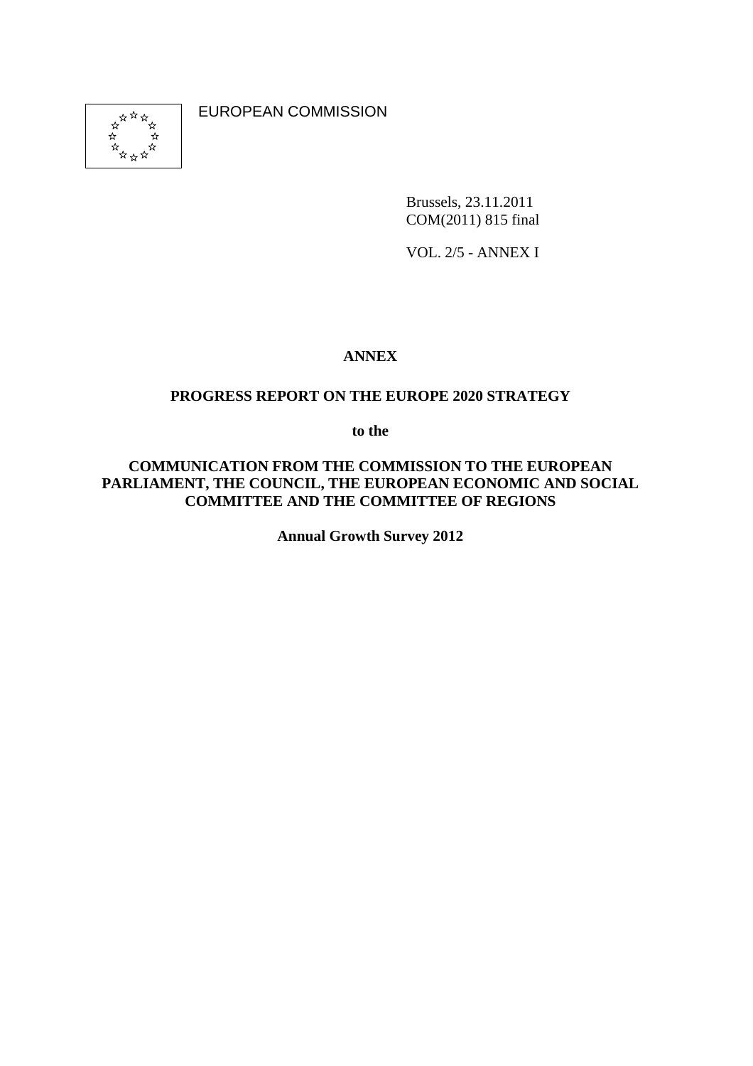EUROPEAN COMMISSION

Brussels, 23.11.2011
COM(2011) 815 final

VOL. 2/5 - ANNEX I

**ANNEX**

**PROGRESS REPORT ON THE EUROPE 2020 STRATEGY**

**to the**

**COMMUNICATION FROM THE COMMISSION TO THE EUROPEAN PARLIAMENT, THE COUNCIL, THE EUROPEAN ECONOMIC AND SOCIAL COMMITTEE AND THE COMMITTEE OF REGIONS**

**Annual Growth Survey 2012**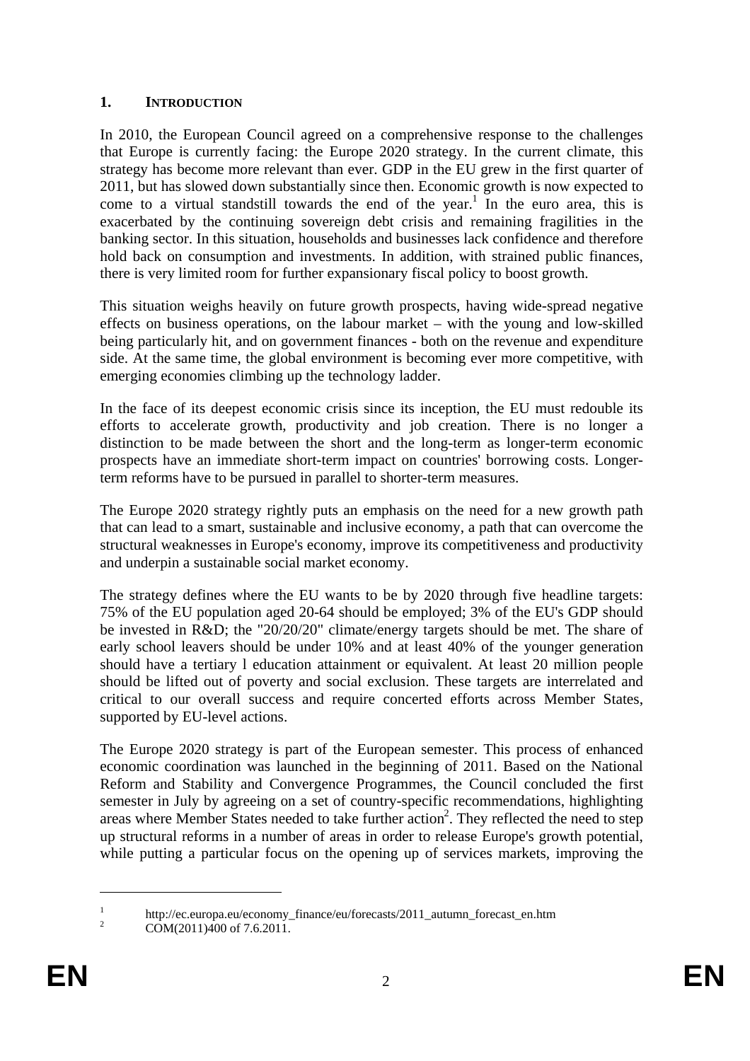## 1. INTRODUCTION

In 2010, the European Council agreed on a comprehensive response to the challenges that Europe is currently facing: the Europe 2020 strategy. In the current climate, this strategy has become more relevant than ever. GDP in the EU grew in the first quarter of 2011, but has slowed down substantially since then. Economic growth is now expected to come to a virtual standstill towards the end of the year.[1] In the euro area, this is exacerbated by the continuing sovereign debt crisis and remaining fragilities in the banking sector. In this situation, households and businesses lack confidence and therefore hold back on consumption and investments. In addition, with strained public finances, there is very limited room for further expansionary fiscal policy to boost growth.

This situation weighs heavily on future growth prospects, having wide-spread negative effects on business operations, on the labour market – with the young and low-skilled being particularly hit, and on government finances - both on the revenue and expenditure side. At the same time, the global environment is becoming ever more competitive, with emerging economies climbing up the technology ladder.

In the face of its deepest economic crisis since its inception, the EU must redouble its efforts to accelerate growth, productivity and job creation. There is no longer a distinction to be made between the short and the long-term as longer-term economic prospects have an immediate short-term impact on countries' borrowing costs. Longer-term reforms have to be pursued in parallel to shorter-term measures.

The Europe 2020 strategy rightly puts an emphasis on the need for a new growth path that can lead to a smart, sustainable and inclusive economy, a path that can overcome the structural weaknesses in Europe's economy, improve its competitiveness and productivity and underpin a sustainable social market economy.

The strategy defines where the EU wants to be by 2020 through five headline targets: 75% of the EU population aged 20-64 should be employed; 3% of the EU's GDP should be invested in R&D; the "20/20/20" climate/energy targets should be met. The share of early school leavers should be under 10% and at least 40% of the younger generation should have a tertiary l education attainment or equivalent. At least 20 million people should be lifted out of poverty and social exclusion. These targets are interrelated and critical to our overall success and require concerted efforts across Member States, supported by EU-level actions.

The Europe 2020 strategy is part of the European semester. This process of enhanced economic coordination was launched in the beginning of 2011. Based on the National Reform and Stability and Convergence Programmes, the Council concluded the first semester in July by agreeing on a set of country-specific recommendations, highlighting areas where Member States needed to take further action[2]. They reflected the need to step up structural reforms in a number of areas in order to release Europe's growth potential, while putting a particular focus on the opening up of services markets, improving the

---

[1] http://ec.europa.eu/economy_finance/eu/forecasts/2011_autumn_forecast_en.htm

[2] COM(2011)400 of 7.6.2011.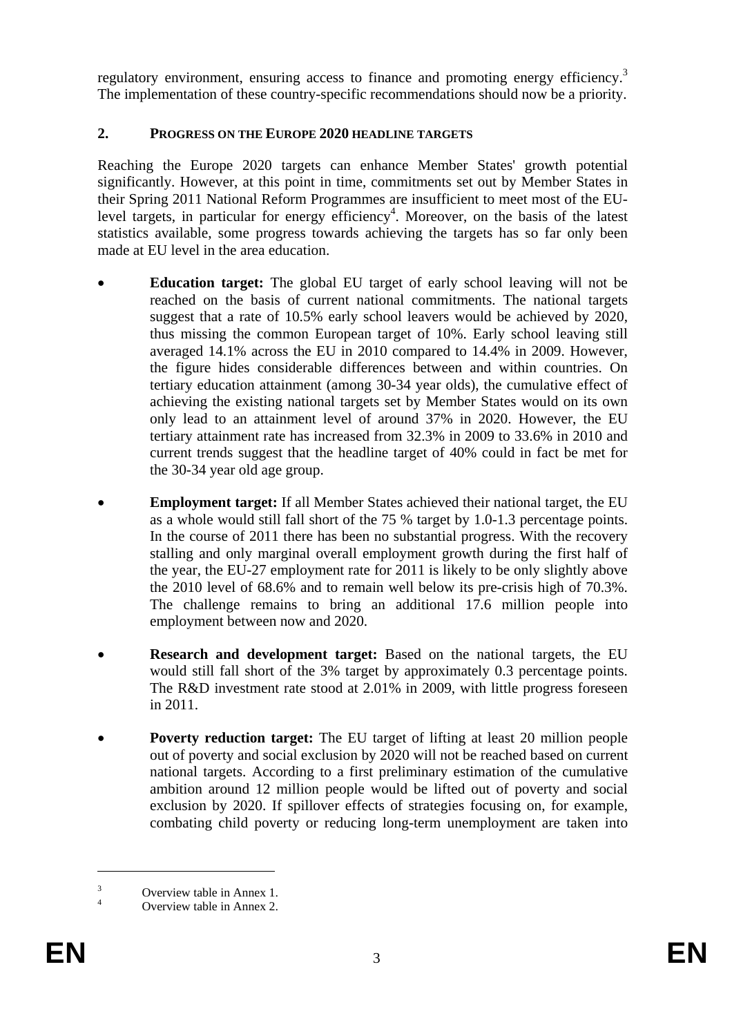regulatory environment, ensuring access to finance and promoting energy efficiency.[3] The implementation of these country-specific recommendations should now be a priority.

## 2. PROGRESS ON THE EUROPE 2020 HEADLINE TARGETS

Reaching the Europe 2020 targets can enhance Member States' growth potential significantly. However, at this point in time, commitments set out by Member States in their Spring 2011 National Reform Programmes are insufficient to meet most of the EU-level targets, in particular for energy efficiency[4]. Moreover, on the basis of the latest statistics available, some progress towards achieving the targets has so far only been made at EU level in the area education.

- **Education target:** The global EU target of early school leaving will not be reached on the basis of current national commitments. The national targets suggest that a rate of 10.5% early school leavers would be achieved by 2020, thus missing the common European target of 10%. Early school leaving still averaged 14.1% across the EU in 2010 compared to 14.4% in 2009. However, the figure hides considerable differences between and within countries. On tertiary education attainment (among 30-34 year olds), the cumulative effect of achieving the existing national targets set by Member States would on its own only lead to an attainment level of around 37% in 2020. However, the EU tertiary attainment rate has increased from 32.3% in 2009 to 33.6% in 2010 and current trends suggest that the headline target of 40% could in fact be met for the 30-34 year old age group.

- **Employment target:** If all Member States achieved their national target, the EU as a whole would still fall short of the 75 % target by 1.0-1.3 percentage points. In the course of 2011 there has been no substantial progress. With the recovery stalling and only marginal overall employment growth during the first half of the year, the EU-27 employment rate for 2011 is likely to be only slightly above the 2010 level of 68.6% and to remain well below its pre-crisis high of 70.3%. The challenge remains to bring an additional 17.6 million people into employment between now and 2020.

- **Research and development target:** Based on the national targets, the EU would still fall short of the 3% target by approximately 0.3 percentage points. The R&D investment rate stood at 2.01% in 2009, with little progress foreseen in 2011.

- **Poverty reduction target:** The EU target of lifting at least 20 million people out of poverty and social exclusion by 2020 will not be reached based on current national targets. According to a first preliminary estimation of the cumulative ambition around 12 million people would be lifted out of poverty and social exclusion by 2020. If spillover effects of strategies focusing on, for example, combating child poverty or reducing long-term unemployment are taken into

---

[3] Overview table in Annex 1.

[4] Overview table in Annex 2.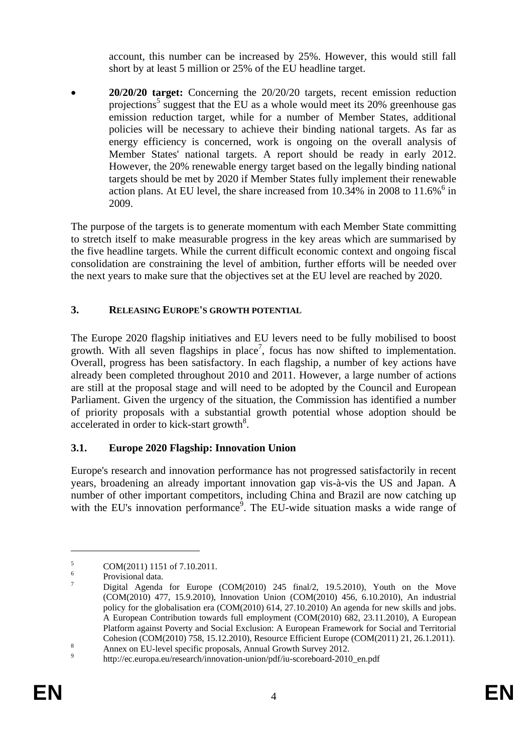account, this number can be increased by 25%. However, this would still fall short by at least 5 million or 25% of the EU headline target.

- **20/20/20 target:** Concerning the 20/20/20 targets, recent emission reduction projections[5] suggest that the EU as a whole would meet its 20% greenhouse gas emission reduction target, while for a number of Member States, additional policies will be necessary to achieve their binding national targets. As far as energy efficiency is concerned, work is ongoing on the overall analysis of Member States' national targets. A report should be ready in early 2012. However, the 20% renewable energy target based on the legally binding national targets should be met by 2020 if Member States fully implement their renewable action plans. At EU level, the share increased from 10.34% in 2008 to 11.6%[6] in 2009.

The purpose of the targets is to generate momentum with each Member State committing to stretch itself to make measurable progress in the key areas which are summarised by the five headline targets. While the current difficult economic context and ongoing fiscal consolidation are constraining the level of ambition, further efforts will be needed over the next years to make sure that the objectives set at the EU level are reached by 2020.

## 3. RELEASING EUROPE'S GROWTH POTENTIAL

The Europe 2020 flagship initiatives and EU levers need to be fully mobilised to boost growth. With all seven flagships in place[7], focus has now shifted to implementation. Overall, progress has been satisfactory. In each flagship, a number of key actions have already been completed throughout 2010 and 2011. However, a large number of actions are still at the proposal stage and will need to be adopted by the Council and European Parliament. Given the urgency of the situation, the Commission has identified a number of priority proposals with a substantial growth potential whose adoption should be accelerated in order to kick-start growth[8].

### 3.1. Europe 2020 Flagship: Innovation Union

Europe's research and innovation performance has not progressed satisfactorily in recent years, broadening an already important innovation gap vis-à-vis the US and Japan. A number of other important competitors, including China and Brazil are now catching up with the EU's innovation performance[9]. The EU-wide situation masks a wide range of

---

[5] COM(2011) 1151 of 7.10.2011.

[6] Provisional data.

[7] Digital Agenda for Europe (COM(2010) 245 final/2, 19.5.2010), Youth on the Move (COM(2010) 477, 15.9.2010), Innovation Union (COM(2010) 456, 6.10.2010), An industrial policy for the globalisation era (COM(2010) 614, 27.10.2010) An agenda for new skills and jobs. A European Contribution towards full employment (COM(2010) 682, 23.11.2010), A European Platform against Poverty and Social Exclusion: A European Framework for Social and Territorial Cohesion (COM(2010) 758, 15.12.2010), Resource Efficient Europe (COM(2011) 21, 26.1.2011).

[8] Annex on EU-level specific proposals, Annual Growth Survey 2012.

[9] http://ec.europa.eu/research/innovation-union/pdf/iu-scoreboard-2010_en.pdf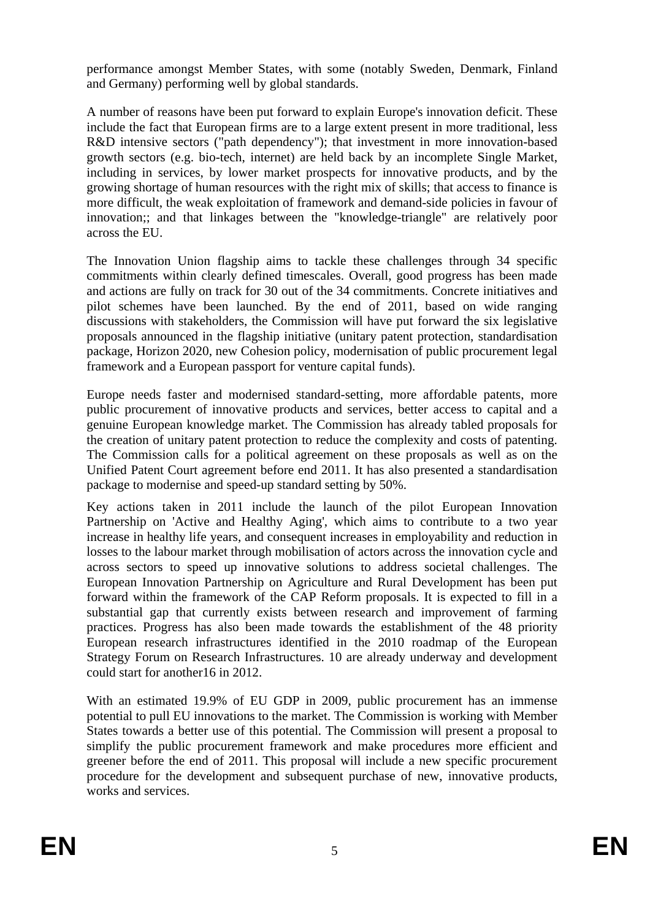performance amongst Member States, with some (notably Sweden, Denmark, Finland and Germany) performing well by global standards.

A number of reasons have been put forward to explain Europe's innovation deficit. These include the fact that European firms are to a large extent present in more traditional, less R&D intensive sectors ("path dependency"); that investment in more innovation-based growth sectors (e.g. bio-tech, internet) are held back by an incomplete Single Market, including in services, by lower market prospects for innovative products, and by the growing shortage of human resources with the right mix of skills; that access to finance is more difficult, the weak exploitation of framework and demand-side policies in favour of innovation;; and that linkages between the "knowledge-triangle" are relatively poor across the EU.

The Innovation Union flagship aims to tackle these challenges through 34 specific commitments within clearly defined timescales. Overall, good progress has been made and actions are fully on track for 30 out of the 34 commitments. Concrete initiatives and pilot schemes have been launched. By the end of 2011, based on wide ranging discussions with stakeholders, the Commission will have put forward the six legislative proposals announced in the flagship initiative (unitary patent protection, standardisation package, Horizon 2020, new Cohesion policy, modernisation of public procurement legal framework and a European passport for venture capital funds).

Europe needs faster and modernised standard-setting, more affordable patents, more public procurement of innovative products and services, better access to capital and a genuine European knowledge market. The Commission has already tabled proposals for the creation of unitary patent protection to reduce the complexity and costs of patenting. The Commission calls for a political agreement on these proposals as well as on the Unified Patent Court agreement before end 2011. It has also presented a standardisation package to modernise and speed-up standard setting by 50%.

Key actions taken in 2011 include the launch of the pilot European Innovation Partnership on 'Active and Healthy Aging', which aims to contribute to a two year increase in healthy life years, and consequent increases in employability and reduction in losses to the labour market through mobilisation of actors across the innovation cycle and across sectors to speed up innovative solutions to address societal challenges. The European Innovation Partnership on Agriculture and Rural Development has been put forward within the framework of the CAP Reform proposals. It is expected to fill in a substantial gap that currently exists between research and improvement of farming practices. Progress has also been made towards the establishment of the 48 priority European research infrastructures identified in the 2010 roadmap of the European Strategy Forum on Research Infrastructures. 10 are already underway and development could start for another16 in 2012.

With an estimated 19.9% of EU GDP in 2009, public procurement has an immense potential to pull EU innovations to the market. The Commission is working with Member States towards a better use of this potential. The Commission will present a proposal to simplify the public procurement framework and make procedures more efficient and greener before the end of 2011. This proposal will include a new specific procurement procedure for the development and subsequent purchase of new, innovative products, works and services.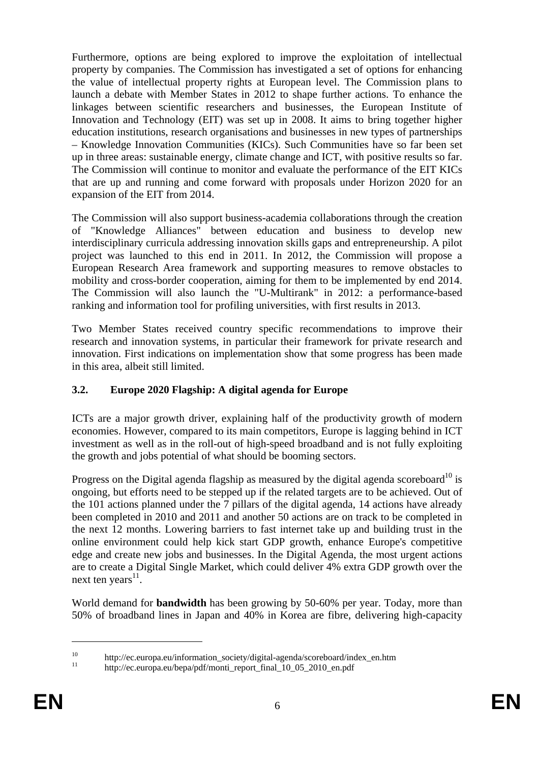Furthermore, options are being explored to improve the exploitation of intellectual property by companies. The Commission has investigated a set of options for enhancing the value of intellectual property rights at European level. The Commission plans to launch a debate with Member States in 2012 to shape further actions. To enhance the linkages between scientific researchers and businesses, the European Institute of Innovation and Technology (EIT) was set up in 2008. It aims to bring together higher education institutions, research organisations and businesses in new types of partnerships – Knowledge Innovation Communities (KICs). Such Communities have so far been set up in three areas: sustainable energy, climate change and ICT, with positive results so far. The Commission will continue to monitor and evaluate the performance of the EIT KICs that are up and running and come forward with proposals under Horizon 2020 for an expansion of the EIT from 2014.

The Commission will also support business-academia collaborations through the creation of "Knowledge Alliances" between education and business to develop new interdisciplinary curricula addressing innovation skills gaps and entrepreneurship. A pilot project was launched to this end in 2011. In 2012, the Commission will propose a European Research Area framework and supporting measures to remove obstacles to mobility and cross-border cooperation, aiming for them to be implemented by end 2014. The Commission will also launch the "U-Multirank" in 2012: a performance-based ranking and information tool for profiling universities, with first results in 2013.

Two Member States received country specific recommendations to improve their research and innovation systems, in particular their framework for private research and innovation. First indications on implementation show that some progress has been made in this area, albeit still limited.

### 3.2. Europe 2020 Flagship: A digital agenda for Europe

ICTs are a major growth driver, explaining half of the productivity growth of modern economies. However, compared to its main competitors, Europe is lagging behind in ICT investment as well as in the roll-out of high-speed broadband and is not fully exploiting the growth and jobs potential of what should be booming sectors.

Progress on the Digital agenda flagship as measured by the digital agenda scoreboard[10] is ongoing, but efforts need to be stepped up if the related targets are to be achieved. Out of the 101 actions planned under the 7 pillars of the digital agenda, 14 actions have already been completed in 2010 and 2011 and another 50 actions are on track to be completed in the next 12 months. Lowering barriers to fast internet take up and building trust in the online environment could help kick start GDP growth, enhance Europe's competitive edge and create new jobs and businesses. In the Digital Agenda, the most urgent actions are to create a Digital Single Market, which could deliver 4% extra GDP growth over the next ten years[11].

World demand for **bandwidth** has been growing by 50-60% per year. Today, more than 50% of broadband lines in Japan and 40% in Korea are fibre, delivering high-capacity

---

[10] http://ec.europa.eu/information_society/digital-agenda/scoreboard/index_en.htm

[11] http://ec.europa.eu/bepa/pdf/monti_report_final_10_05_2010_en.pdf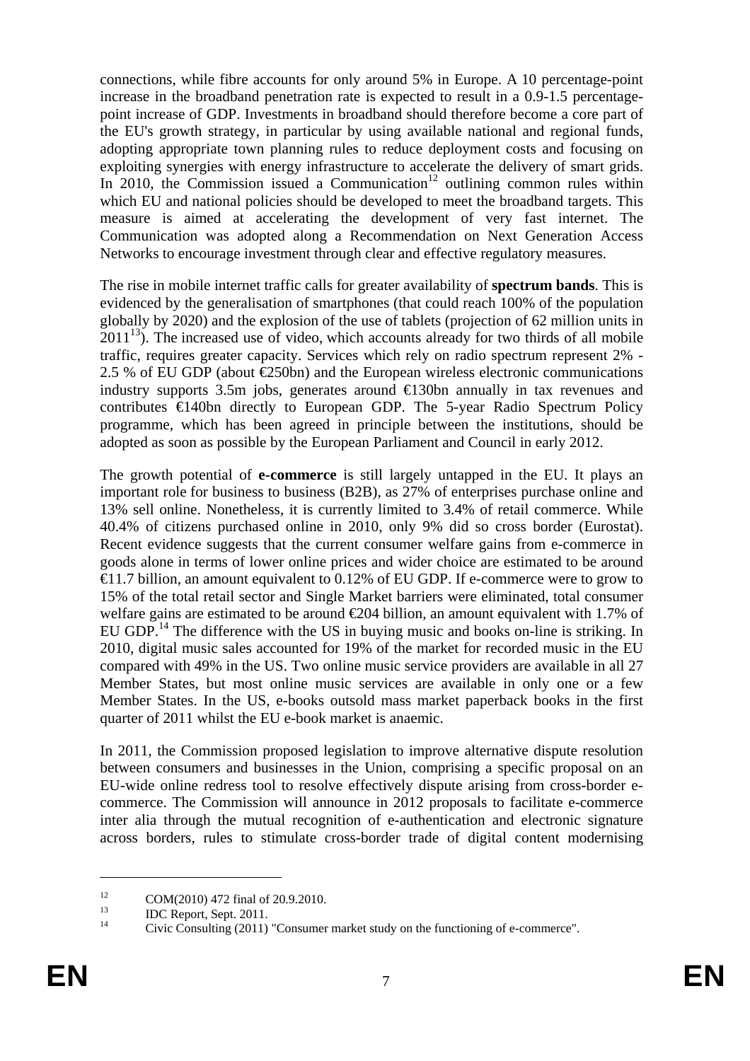connections, while fibre accounts for only around 5% in Europe. A 10 percentage-point increase in the broadband penetration rate is expected to result in a 0.9-1.5 percentage-point increase of GDP. Investments in broadband should therefore become a core part of the EU's growth strategy, in particular by using available national and regional funds, adopting appropriate town planning rules to reduce deployment costs and focusing on exploiting synergies with energy infrastructure to accelerate the delivery of smart grids. In 2010, the Commission issued a Communication[12] outlining common rules within which EU and national policies should be developed to meet the broadband targets. This measure is aimed at accelerating the development of very fast internet. The Communication was adopted along a Recommendation on Next Generation Access Networks to encourage investment through clear and effective regulatory measures.

The rise in mobile internet traffic calls for greater availability of **spectrum bands**. This is evidenced by the generalisation of smartphones (that could reach 100% of the population globally by 2020) and the explosion of the use of tablets (projection of 62 million units in 2011[13]). The increased use of video, which accounts already for two thirds of all mobile traffic, requires greater capacity. Services which rely on radio spectrum represent 2% - 2.5 % of EU GDP (about €250bn) and the European wireless electronic communications industry supports 3.5m jobs, generates around €130bn annually in tax revenues and contributes €140bn directly to European GDP. The 5-year Radio Spectrum Policy programme, which has been agreed in principle between the institutions, should be adopted as soon as possible by the European Parliament and Council in early 2012.

The growth potential of **e-commerce** is still largely untapped in the EU. It plays an important role for business to business (B2B), as 27% of enterprises purchase online and 13% sell online. Nonetheless, it is currently limited to 3.4% of retail commerce. While 40.4% of citizens purchased online in 2010, only 9% did so cross border (Eurostat). Recent evidence suggests that the current consumer welfare gains from e-commerce in goods alone in terms of lower online prices and wider choice are estimated to be around €11.7 billion, an amount equivalent to 0.12% of EU GDP. If e-commerce were to grow to 15% of the total retail sector and Single Market barriers were eliminated, total consumer welfare gains are estimated to be around €204 billion, an amount equivalent with 1.7% of EU GDP.[14] The difference with the US in buying music and books on-line is striking. In 2010, digital music sales accounted for 19% of the market for recorded music in the EU compared with 49% in the US. Two online music service providers are available in all 27 Member States, but most online music services are available in only one or a few Member States. In the US, e-books outsold mass market paperback books in the first quarter of 2011 whilst the EU e-book market is anaemic.

In 2011, the Commission proposed legislation to improve alternative dispute resolution between consumers and businesses in the Union, comprising a specific proposal on an EU-wide online redress tool to resolve effectively dispute arising from cross-border e-commerce. The Commission will announce in 2012 proposals to facilitate e-commerce inter alia through the mutual recognition of e-authentication and electronic signature across borders, rules to stimulate cross-border trade of digital content modernising

[12] COM(2010) 472 final of 20.9.2010.

[13] IDC Report, Sept. 2011.

[14] Civic Consulting (2011) "Consumer market study on the functioning of e-commerce".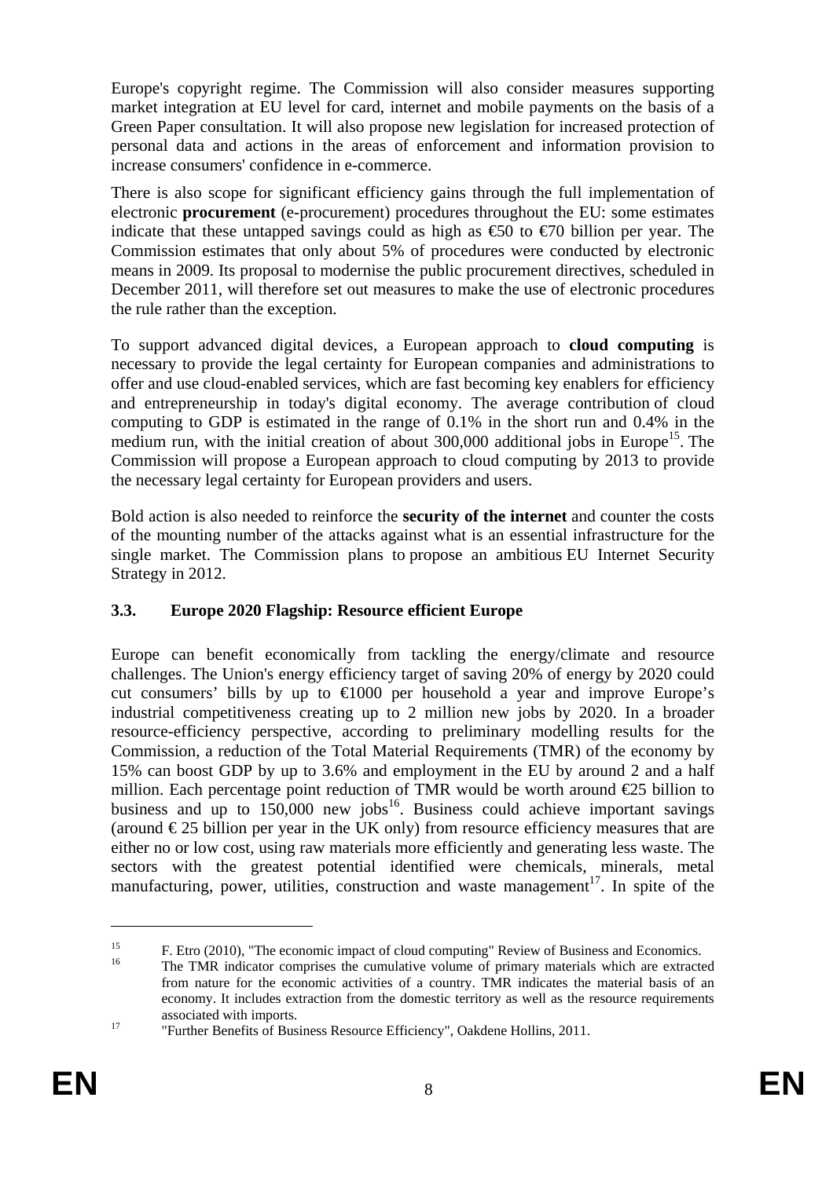Europe's copyright regime. The Commission will also consider measures supporting market integration at EU level for card, internet and mobile payments on the basis of a Green Paper consultation. It will also propose new legislation for increased protection of personal data and actions in the areas of enforcement and information provision to increase consumers' confidence in e-commerce.

There is also scope for significant efficiency gains through the full implementation of electronic **procurement** (e-procurement) procedures throughout the EU: some estimates indicate that these untapped savings could as high as €50 to €70 billion per year. The Commission estimates that only about 5% of procedures were conducted by electronic means in 2009. Its proposal to modernise the public procurement directives, scheduled in December 2011, will therefore set out measures to make the use of electronic procedures the rule rather than the exception.

To support advanced digital devices, a European approach to **cloud computing** is necessary to provide the legal certainty for European companies and administrations to offer and use cloud-enabled services, which are fast becoming key enablers for efficiency and entrepreneurship in today's digital economy. The average contribution of cloud computing to GDP is estimated in the range of 0.1% in the short run and 0.4% in the medium run, with the initial creation of about 300,000 additional jobs in Europe[15]. The Commission will propose a European approach to cloud computing by 2013 to provide the necessary legal certainty for European providers and users.

Bold action is also needed to reinforce the **security of the internet** and counter the costs of the mounting number of the attacks against what is an essential infrastructure for the single market. The Commission plans to propose an ambitious EU Internet Security Strategy in 2012.

### 3.3. Europe 2020 Flagship: Resource efficient Europe

Europe can benefit economically from tackling the energy/climate and resource challenges. The Union's energy efficiency target of saving 20% of energy by 2020 could cut consumers' bills by up to €1000 per household a year and improve Europe's industrial competitiveness creating up to 2 million new jobs by 2020. In a broader resource-efficiency perspective, according to preliminary modelling results for the Commission, a reduction of the Total Material Requirements (TMR) of the economy by 15% can boost GDP by up to 3.6% and employment in the EU by around 2 and a half million. Each percentage point reduction of TMR would be worth around €25 billion to business and up to 150,000 new jobs[16]. Business could achieve important savings (around € 25 billion per year in the UK only) from resource efficiency measures that are either no or low cost, using raw materials more efficiently and generating less waste. The sectors with the greatest potential identified were chemicals, minerals, metal manufacturing, power, utilities, construction and waste management[17]. In spite of the

---

[15] F. Etro (2010), "The economic impact of cloud computing" Review of Business and Economics.

[16] The TMR indicator comprises the cumulative volume of primary materials which are extracted from nature for the economic activities of a country. TMR indicates the material basis of an economy. It includes extraction from the domestic territory as well as the resource requirements associated with imports.

[17] "Further Benefits of Business Resource Efficiency", Oakdene Hollins, 2011.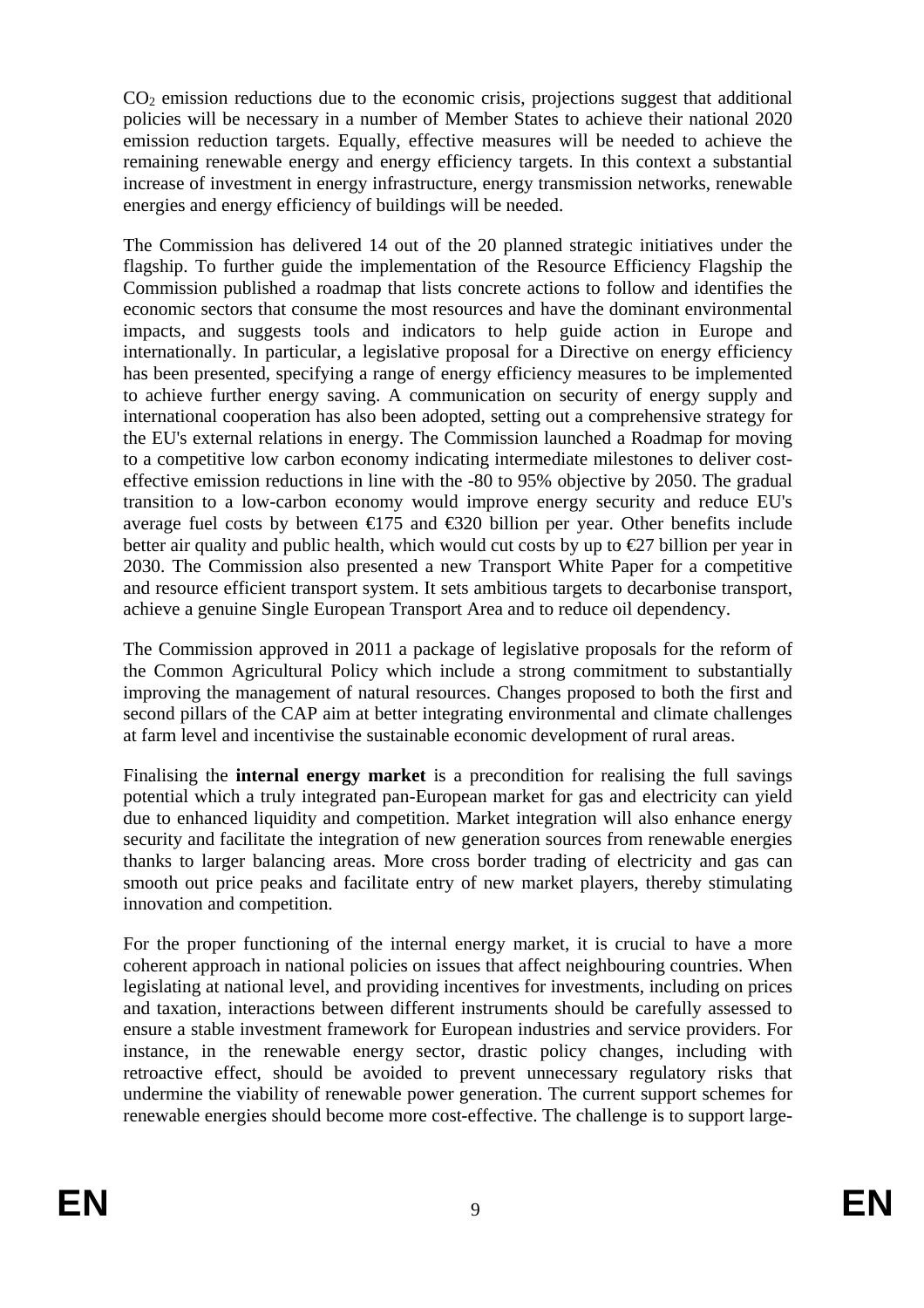$CO_2$ emission reductions due to the economic crisis, projections suggest that additional policies will be necessary in a number of Member States to achieve their national 2020 emission reduction targets. Equally, effective measures will be needed to achieve the remaining renewable energy and energy efficiency targets. In this context a substantial increase of investment in energy infrastructure, energy transmission networks, renewable energies and energy efficiency of buildings will be needed.

The Commission has delivered 14 out of the 20 planned strategic initiatives under the flagship. To further guide the implementation of the Resource Efficiency Flagship the Commission published a roadmap that lists concrete actions to follow and identifies the economic sectors that consume the most resources and have the dominant environmental impacts, and suggests tools and indicators to help guide action in Europe and internationally. In particular, a legislative proposal for a Directive on energy efficiency has been presented, specifying a range of energy efficiency measures to be implemented to achieve further energy saving. A communication on security of energy supply and international cooperation has also been adopted, setting out a comprehensive strategy for the EU's external relations in energy. The Commission launched a Roadmap for moving to a competitive low carbon economy indicating intermediate milestones to deliver cost-effective emission reductions in line with the -80 to 95% objective by 2050. The gradual transition to a low-carbon economy would improve energy security and reduce EU's average fuel costs by between €175 and €320 billion per year. Other benefits include better air quality and public health, which would cut costs by up to €27 billion per year in 2030. The Commission also presented a new Transport White Paper for a competitive and resource efficient transport system. It sets ambitious targets to decarbonise transport, achieve a genuine Single European Transport Area and to reduce oil dependency.

The Commission approved in 2011 a package of legislative proposals for the reform of the Common Agricultural Policy which include a strong commitment to substantially improving the management of natural resources. Changes proposed to both the first and second pillars of the CAP aim at better integrating environmental and climate challenges at farm level and incentivise the sustainable economic development of rural areas.

Finalising the **internal energy market** is a precondition for realising the full savings potential which a truly integrated pan-European market for gas and electricity can yield due to enhanced liquidity and competition. Market integration will also enhance energy security and facilitate the integration of new generation sources from renewable energies thanks to larger balancing areas. More cross border trading of electricity and gas can smooth out price peaks and facilitate entry of new market players, thereby stimulating innovation and competition.

For the proper functioning of the internal energy market, it is crucial to have a more coherent approach in national policies on issues that affect neighbouring countries. When legislating at national level, and providing incentives for investments, including on prices and taxation, interactions between different instruments should be carefully assessed to ensure a stable investment framework for European industries and service providers. For instance, in the renewable energy sector, drastic policy changes, including with retroactive effect, should be avoided to prevent unnecessary regulatory risks that undermine the viability of renewable power generation. The current support schemes for renewable energies should become more cost-effective. The challenge is to support large-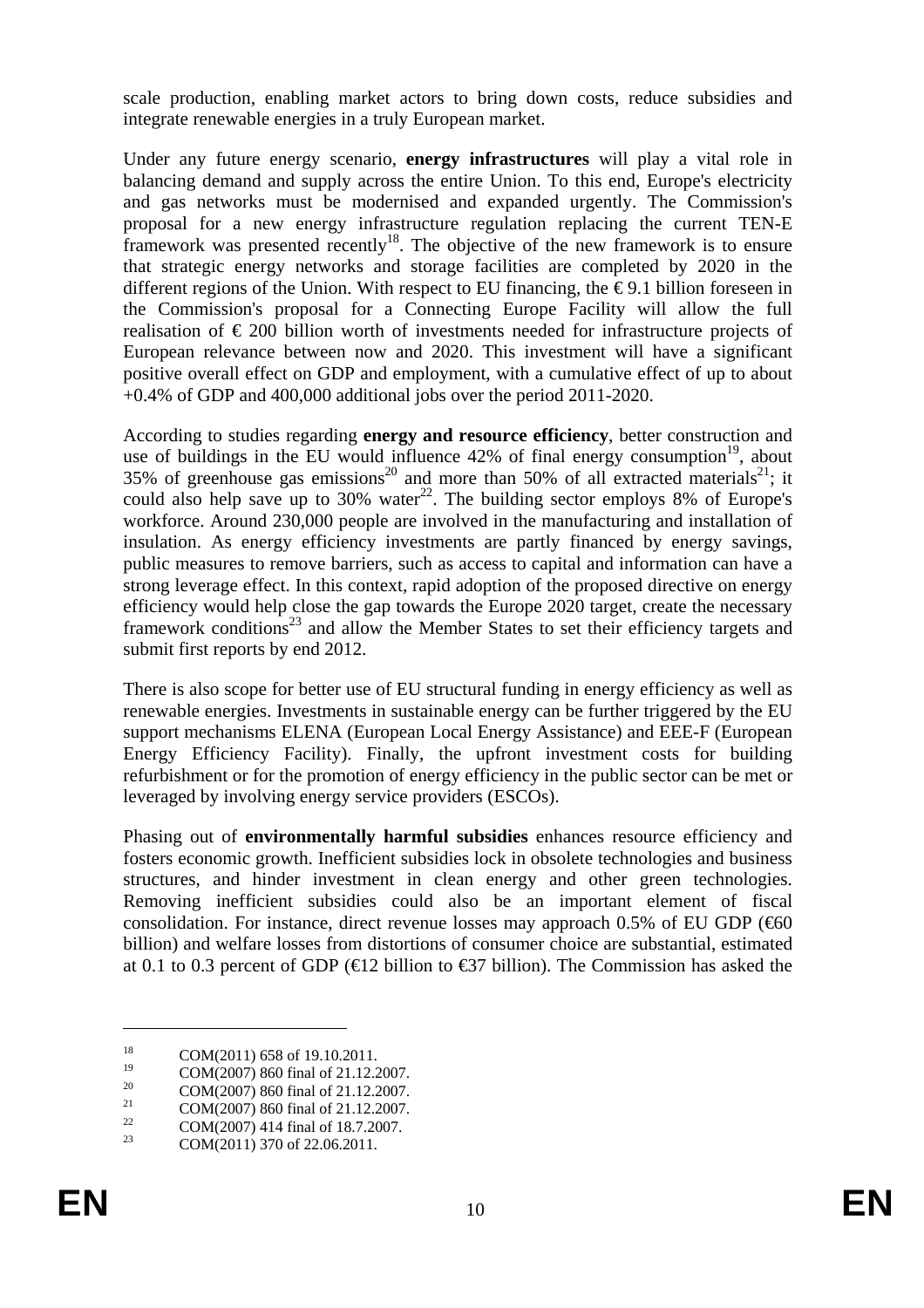scale production, enabling market actors to bring down costs, reduce subsidies and integrate renewable energies in a truly European market.

Under any future energy scenario, **energy infrastructures** will play a vital role in balancing demand and supply across the entire Union. To this end, Europe's electricity and gas networks must be modernised and expanded urgently. The Commission's proposal for a new energy infrastructure regulation replacing the current TEN-E framework was presented recently[18]. The objective of the new framework is to ensure that strategic energy networks and storage facilities are completed by 2020 in the different regions of the Union. With respect to EU financing, the € 9.1 billion foreseen in the Commission's proposal for a Connecting Europe Facility will allow the full realisation of € 200 billion worth of investments needed for infrastructure projects of European relevance between now and 2020. This investment will have a significant positive overall effect on GDP and employment, with a cumulative effect of up to about +0.4% of GDP and 400,000 additional jobs over the period 2011-2020.

According to studies regarding **energy and resource efficiency**, better construction and use of buildings in the EU would influence 42% of final energy consumption[19], about 35% of greenhouse gas emissions[20] and more than 50% of all extracted materials[21]; it could also help save up to 30% water[22]. The building sector employs 8% of Europe's workforce. Around 230,000 people are involved in the manufacturing and installation of insulation. As energy efficiency investments are partly financed by energy savings, public measures to remove barriers, such as access to capital and information can have a strong leverage effect. In this context, rapid adoption of the proposed directive on energy efficiency would help close the gap towards the Europe 2020 target, create the necessary framework conditions[23] and allow the Member States to set their efficiency targets and submit first reports by end 2012.

There is also scope for better use of EU structural funding in energy efficiency as well as renewable energies. Investments in sustainable energy can be further triggered by the EU support mechanisms ELENA (European Local Energy Assistance) and EEE-F (European Energy Efficiency Facility). Finally, the upfront investment costs for building refurbishment or for the promotion of energy efficiency in the public sector can be met or leveraged by involving energy service providers (ESCOs).

Phasing out of **environmentally harmful subsidies** enhances resource efficiency and fosters economic growth. Inefficient subsidies lock in obsolete technologies and business structures, and hinder investment in clean energy and other green technologies. Removing inefficient subsidies could also be an important element of fiscal consolidation. For instance, direct revenue losses may approach 0.5% of EU GDP (€60 billion) and welfare losses from distortions of consumer choice are substantial, estimated at 0.1 to 0.3 percent of GDP (€12 billion to €37 billion). The Commission has asked the

---

[18] COM(2011) 658 of 19.10.2011.

[19] COM(2007) 860 final of 21.12.2007.

[20] COM(2007) 860 final of 21.12.2007.

[21] COM(2007) 860 final of 21.12.2007.

[22] COM(2007) 414 final of 18.7.2007.

[23] COM(2011) 370 of 22.06.2011.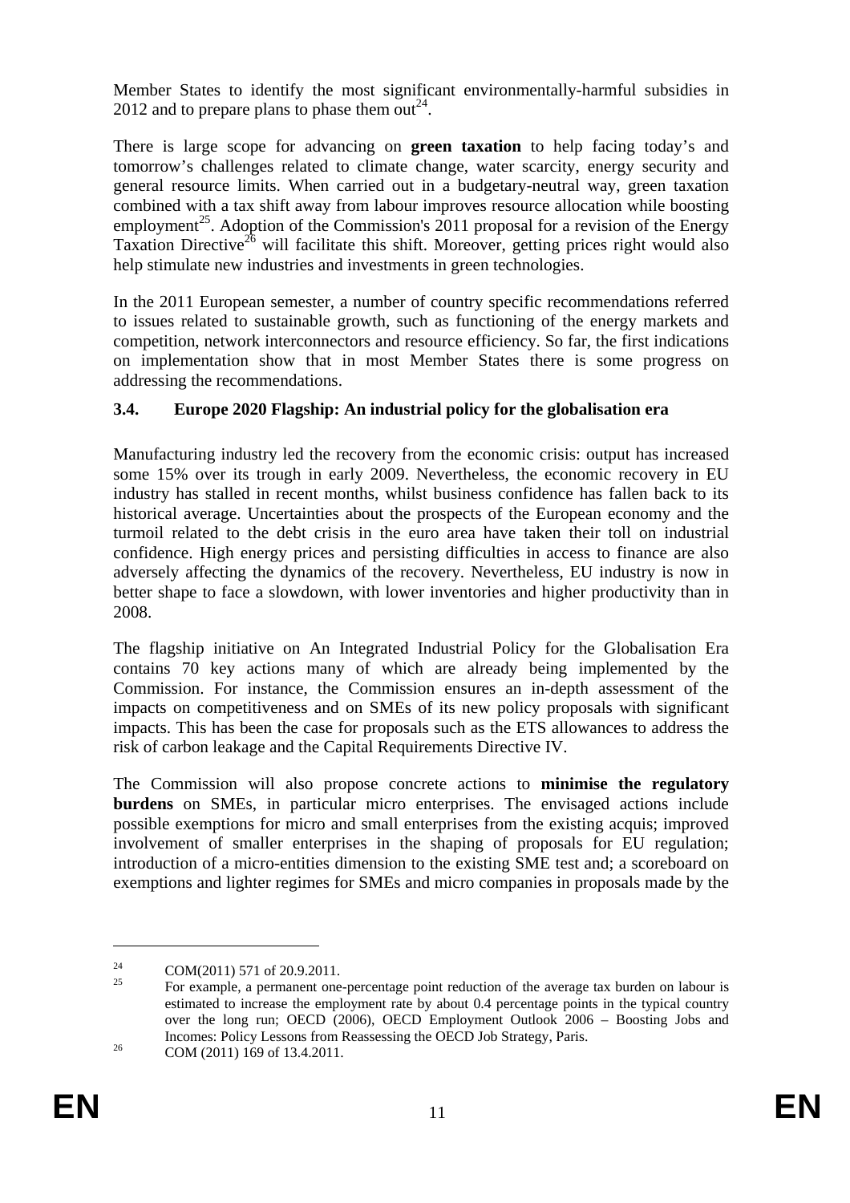Member States to identify the most significant environmentally-harmful subsidies in 2012 and to prepare plans to phase them out[24].

There is large scope for advancing on **green taxation** to help facing today's and tomorrow's challenges related to climate change, water scarcity, energy security and general resource limits. When carried out in a budgetary-neutral way, green taxation combined with a tax shift away from labour improves resource allocation while boosting employment[25]. Adoption of the Commission's 2011 proposal for a revision of the Energy Taxation Directive[26] will facilitate this shift. Moreover, getting prices right would also help stimulate new industries and investments in green technologies.

In the 2011 European semester, a number of country specific recommendations referred to issues related to sustainable growth, such as functioning of the energy markets and competition, network interconnectors and resource efficiency. So far, the first indications on implementation show that in most Member States there is some progress on addressing the recommendations.

### 3.4. Europe 2020 Flagship: An industrial policy for the globalisation era

Manufacturing industry led the recovery from the economic crisis: output has increased some 15% over its trough in early 2009. Nevertheless, the economic recovery in EU industry has stalled in recent months, whilst business confidence has fallen back to its historical average. Uncertainties about the prospects of the European economy and the turmoil related to the debt crisis in the euro area have taken their toll on industrial confidence. High energy prices and persisting difficulties in access to finance are also adversely affecting the dynamics of the recovery. Nevertheless, EU industry is now in better shape to face a slowdown, with lower inventories and higher productivity than in 2008.

The flagship initiative on An Integrated Industrial Policy for the Globalisation Era contains 70 key actions many of which are already being implemented by the Commission. For instance, the Commission ensures an in-depth assessment of the impacts on competitiveness and on SMEs of its new policy proposals with significant impacts. This has been the case for proposals such as the ETS allowances to address the risk of carbon leakage and the Capital Requirements Directive IV.

The Commission will also propose concrete actions to **minimise the regulatory burdens** on SMEs, in particular micro enterprises. The envisaged actions include possible exemptions for micro and small enterprises from the existing acquis; improved involvement of smaller enterprises in the shaping of proposals for EU regulation; introduction of a micro-entities dimension to the existing SME test and; a scoreboard on exemptions and lighter regimes for SMEs and micro companies in proposals made by the

---

[24] COM(2011) 571 of 20.9.2011.

[25] For example, a permanent one-percentage point reduction of the average tax burden on labour is estimated to increase the employment rate by about 0.4 percentage points in the typical country over the long run; OECD (2006), OECD Employment Outlook 2006 – Boosting Jobs and Incomes: Policy Lessons from Reassessing the OECD Job Strategy, Paris.

[26] COM (2011) 169 of 13.4.2011.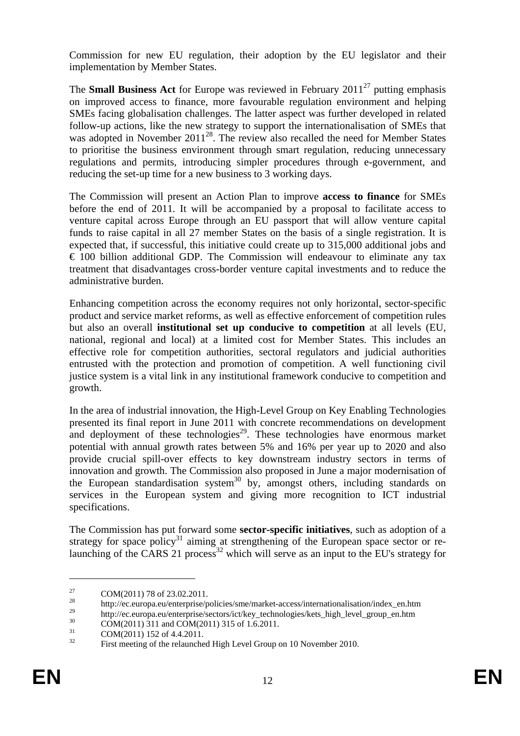Commission for new EU regulation, their adoption by the EU legislator and their implementation by Member States.

The **Small Business Act** for Europe was reviewed in February 2011[27] putting emphasis on improved access to finance, more favourable regulation environment and helping SMEs facing globalisation challenges. The latter aspect was further developed in related follow-up actions, like the new strategy to support the internationalisation of SMEs that was adopted in November 2011[28]. The review also recalled the need for Member States to prioritise the business environment through smart regulation, reducing unnecessary regulations and permits, introducing simpler procedures through e-government, and reducing the set-up time for a new business to 3 working days.

The Commission will present an Action Plan to improve **access to finance** for SMEs before the end of 2011. It will be accompanied by a proposal to facilitate access to venture capital across Europe through an EU passport that will allow venture capital funds to raise capital in all 27 member States on the basis of a single registration. It is expected that, if successful, this initiative could create up to 315,000 additional jobs and € 100 billion additional GDP. The Commission will endeavour to eliminate any tax treatment that disadvantages cross-border venture capital investments and to reduce the administrative burden.

Enhancing competition across the economy requires not only horizontal, sector-specific product and service market reforms, as well as effective enforcement of competition rules but also an overall **institutional set up conducive to competition** at all levels (EU, national, regional and local) at a limited cost for Member States. This includes an effective role for competition authorities, sectoral regulators and judicial authorities entrusted with the protection and promotion of competition. A well functioning civil justice system is a vital link in any institutional framework conducive to competition and growth.

In the area of industrial innovation, the High-Level Group on Key Enabling Technologies presented its final report in June 2011 with concrete recommendations on development and deployment of these technologies[29]. These technologies have enormous market potential with annual growth rates between 5% and 16% per year up to 2020 and also provide crucial spill-over effects to key downstream industry sectors in terms of innovation and growth. The Commission also proposed in June a major modernisation of the European standardisation system[30] by, amongst others, including standards on services in the European system and giving more recognition to ICT industrial specifications.

The Commission has put forward some **sector-specific initiatives**, such as adoption of a strategy for space policy[31] aiming at strengthening of the European space sector or re-launching of the CARS 21 process[32] which will serve as an input to the EU's strategy for

---

[27] COM(2011) 78 of 23.02.2011.

[28] http://ec.europa.eu/enterprise/policies/sme/market-access/internationalisation/index_en.htm

[29] http://ec.europa.eu/enterprise/sectors/ict/key_technologies/kets_high_level_group_en.htm

[30] COM(2011) 311 and COM(2011) 315 of 1.6.2011.

[31] COM(2011) 152 of 4.4.2011.

[32] First meeting of the relaunched High Level Group on 10 November 2010.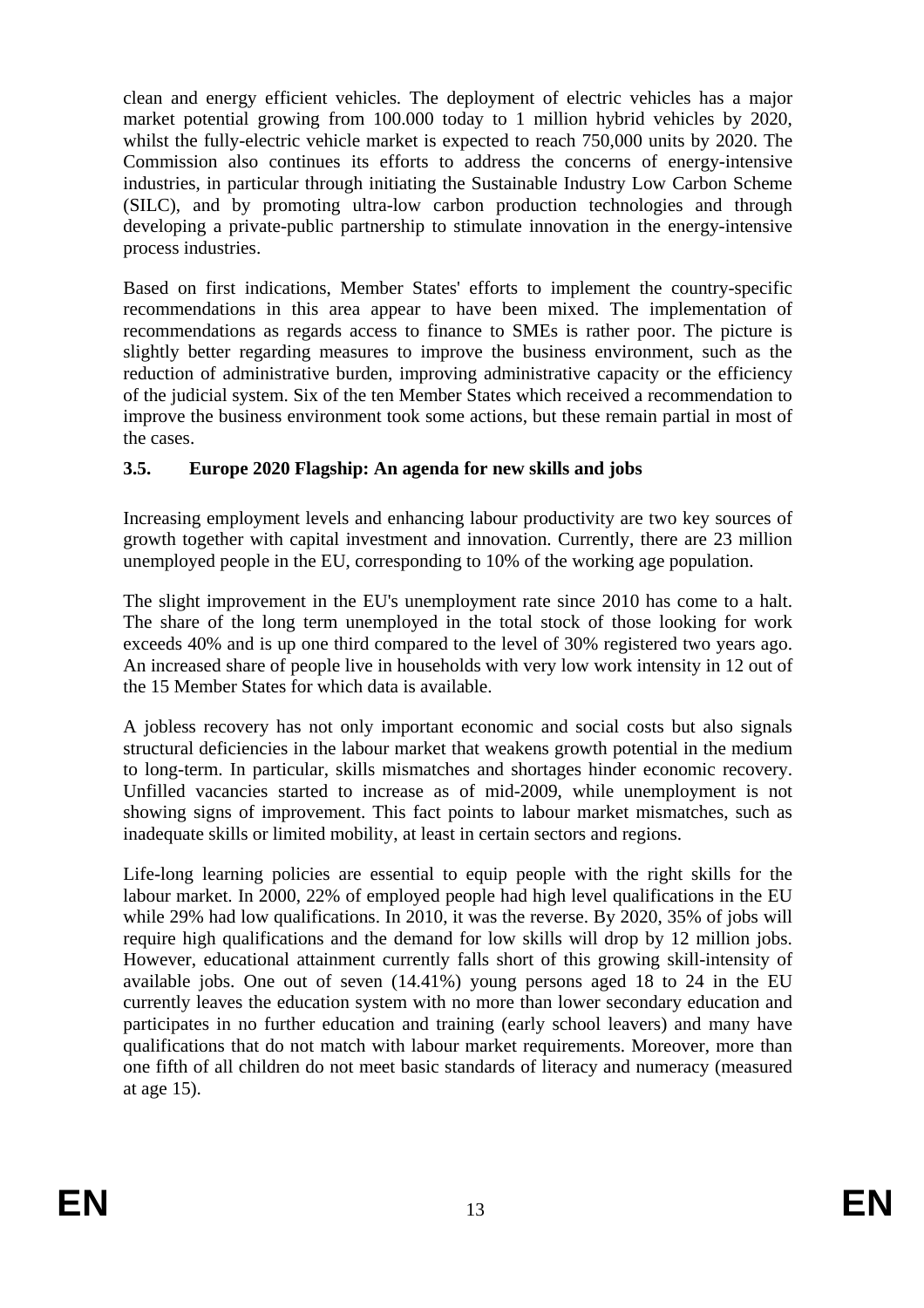clean and energy efficient vehicles. The deployment of electric vehicles has a major market potential growing from 100.000 today to 1 million hybrid vehicles by 2020, whilst the fully-electric vehicle market is expected to reach 750,000 units by 2020. The Commission also continues its efforts to address the concerns of energy-intensive industries, in particular through initiating the Sustainable Industry Low Carbon Scheme (SILC), and by promoting ultra-low carbon production technologies and through developing a private-public partnership to stimulate innovation in the energy-intensive process industries.

Based on first indications, Member States' efforts to implement the country-specific recommendations in this area appear to have been mixed. The implementation of recommendations as regards access to finance to SMEs is rather poor. The picture is slightly better regarding measures to improve the business environment, such as the reduction of administrative burden, improving administrative capacity or the efficiency of the judicial system. Six of the ten Member States which received a recommendation to improve the business environment took some actions, but these remain partial in most of the cases.

### 3.5. Europe 2020 Flagship: An agenda for new skills and jobs

Increasing employment levels and enhancing labour productivity are two key sources of growth together with capital investment and innovation. Currently, there are 23 million unemployed people in the EU, corresponding to 10% of the working age population.

The slight improvement in the EU's unemployment rate since 2010 has come to a halt. The share of the long term unemployed in the total stock of those looking for work exceeds 40% and is up one third compared to the level of 30% registered two years ago. An increased share of people live in households with very low work intensity in 12 out of the 15 Member States for which data is available.

A jobless recovery has not only important economic and social costs but also signals structural deficiencies in the labour market that weakens growth potential in the medium to long-term. In particular, skills mismatches and shortages hinder economic recovery. Unfilled vacancies started to increase as of mid-2009, while unemployment is not showing signs of improvement. This fact points to labour market mismatches, such as inadequate skills or limited mobility, at least in certain sectors and regions.

Life-long learning policies are essential to equip people with the right skills for the labour market. In 2000, 22% of employed people had high level qualifications in the EU while 29% had low qualifications. In 2010, it was the reverse. By 2020, 35% of jobs will require high qualifications and the demand for low skills will drop by 12 million jobs. However, educational attainment currently falls short of this growing skill-intensity of available jobs. One out of seven (14.41%) young persons aged 18 to 24 in the EU currently leaves the education system with no more than lower secondary education and participates in no further education and training (early school leavers) and many have qualifications that do not match with labour market requirements. Moreover, more than one fifth of all children do not meet basic standards of literacy and numeracy (measured at age 15).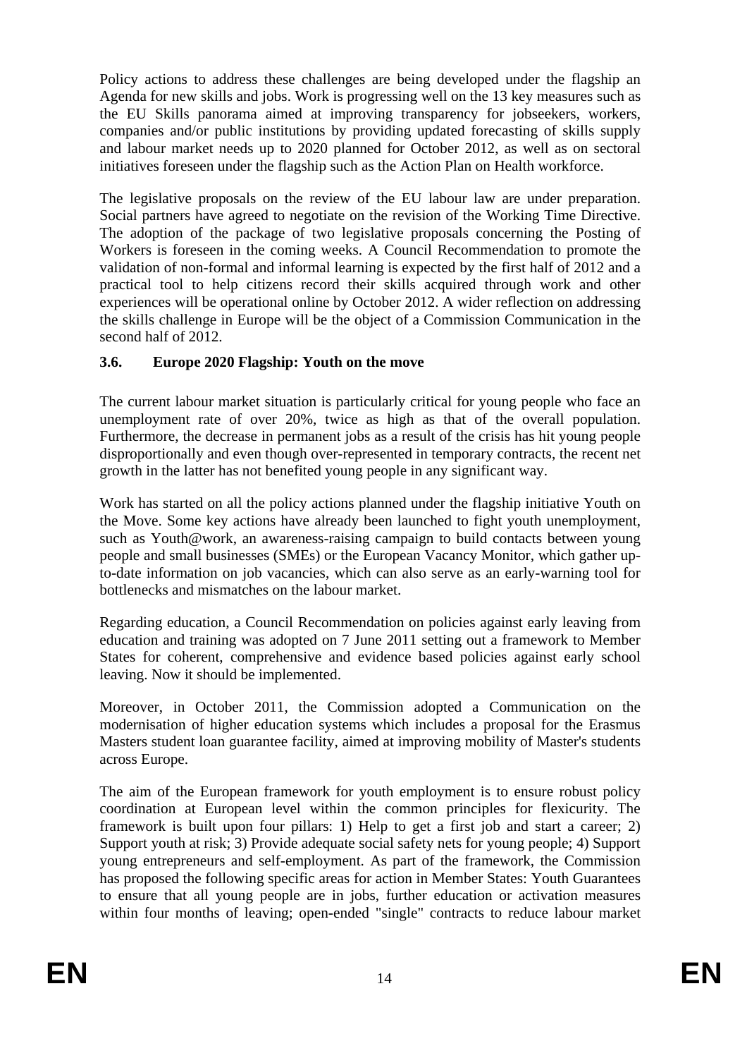Policy actions to address these challenges are being developed under the flagship an Agenda for new skills and jobs. Work is progressing well on the 13 key measures such as the EU Skills panorama aimed at improving transparency for jobseekers, workers, companies and/or public institutions by providing updated forecasting of skills supply and labour market needs up to 2020 planned for October 2012, as well as on sectoral initiatives foreseen under the flagship such as the Action Plan on Health workforce.

The legislative proposals on the review of the EU labour law are under preparation. Social partners have agreed to negotiate on the revision of the Working Time Directive. The adoption of the package of two legislative proposals concerning the Posting of Workers is foreseen in the coming weeks. A Council Recommendation to promote the validation of non-formal and informal learning is expected by the first half of 2012 and a practical tool to help citizens record their skills acquired through work and other experiences will be operational online by October 2012. A wider reflection on addressing the skills challenge in Europe will be the object of a Commission Communication in the second half of 2012.

### 3.6. Europe 2020 Flagship: Youth on the move

The current labour market situation is particularly critical for young people who face an unemployment rate of over 20%, twice as high as that of the overall population. Furthermore, the decrease in permanent jobs as a result of the crisis has hit young people disproportionally and even though over-represented in temporary contracts, the recent net growth in the latter has not benefited young people in any significant way.

Work has started on all the policy actions planned under the flagship initiative Youth on the Move. Some key actions have already been launched to fight youth unemployment, such as Youth@work, an awareness-raising campaign to build contacts between young people and small businesses (SMEs) or the European Vacancy Monitor, which gather up-to-date information on job vacancies, which can also serve as an early-warning tool for bottlenecks and mismatches on the labour market.

Regarding education, a Council Recommendation on policies against early leaving from education and training was adopted on 7 June 2011 setting out a framework to Member States for coherent, comprehensive and evidence based policies against early school leaving. Now it should be implemented.

Moreover, in October 2011, the Commission adopted a Communication on the modernisation of higher education systems which includes a proposal for the Erasmus Masters student loan guarantee facility, aimed at improving mobility of Master's students across Europe.

The aim of the European framework for youth employment is to ensure robust policy coordination at European level within the common principles for flexicurity. The framework is built upon four pillars: 1) Help to get a first job and start a career; 2) Support youth at risk; 3) Provide adequate social safety nets for young people; 4) Support young entrepreneurs and self-employment. As part of the framework, the Commission has proposed the following specific areas for action in Member States: Youth Guarantees to ensure that all young people are in jobs, further education or activation measures within four months of leaving; open-ended "single" contracts to reduce labour market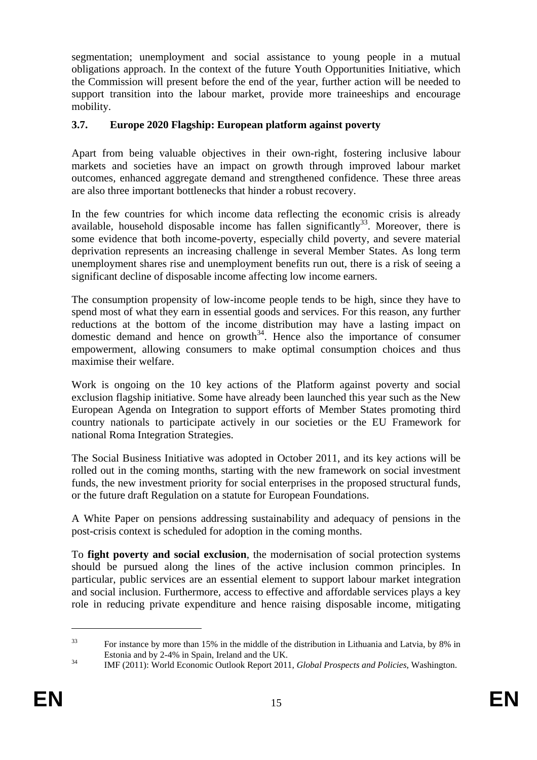segmentation; unemployment and social assistance to young people in a mutual obligations approach. In the context of the future Youth Opportunities Initiative, which the Commission will present before the end of the year, further action will be needed to support transition into the labour market, provide more traineeships and encourage mobility.

### 3.7. Europe 2020 Flagship: European platform against poverty

Apart from being valuable objectives in their own-right, fostering inclusive labour markets and societies have an impact on growth through improved labour market outcomes, enhanced aggregate demand and strengthened confidence. These three areas are also three important bottlenecks that hinder a robust recovery.

In the few countries for which income data reflecting the economic crisis is already available, household disposable income has fallen significantly[33]. Moreover, there is some evidence that both income-poverty, especially child poverty, and severe material deprivation represents an increasing challenge in several Member States. As long term unemployment shares rise and unemployment benefits run out, there is a risk of seeing a significant decline of disposable income affecting low income earners.

The consumption propensity of low-income people tends to be high, since they have to spend most of what they earn in essential goods and services. For this reason, any further reductions at the bottom of the income distribution may have a lasting impact on domestic demand and hence on growth[34]. Hence also the importance of consumer empowerment, allowing consumers to make optimal consumption choices and thus maximise their welfare.

Work is ongoing on the 10 key actions of the Platform against poverty and social exclusion flagship initiative. Some have already been launched this year such as the New European Agenda on Integration to support efforts of Member States promoting third country nationals to participate actively in our societies or the EU Framework for national Roma Integration Strategies.

The Social Business Initiative was adopted in October 2011, and its key actions will be rolled out in the coming months, starting with the new framework on social investment funds, the new investment priority for social enterprises in the proposed structural funds, or the future draft Regulation on a statute for European Foundations.

A White Paper on pensions addressing sustainability and adequacy of pensions in the post-crisis context is scheduled for adoption in the coming months.

To **fight poverty and social exclusion**, the modernisation of social protection systems should be pursued along the lines of the active inclusion common principles. In particular, public services are an essential element to support labour market integration and social inclusion. Furthermore, access to effective and affordable services plays a key role in reducing private expenditure and hence raising disposable income, mitigating

---

[33] For instance by more than 15% in the middle of the distribution in Lithuania and Latvia, by 8% in Estonia and by 2-4% in Spain, Ireland and the UK.

[34] IMF (2011): World Economic Outlook Report 2011, *Global Prospects and Policies*, Washington.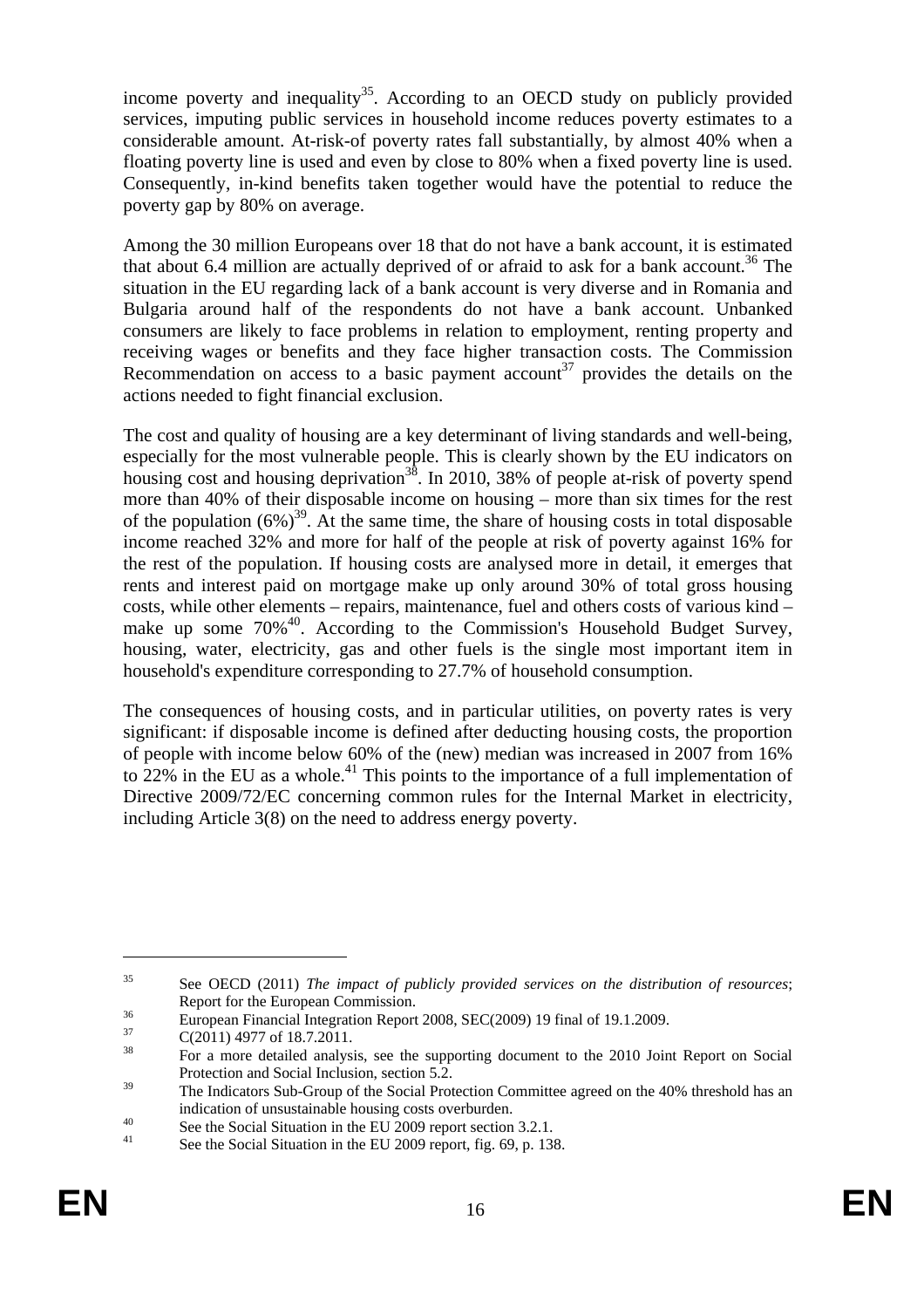income poverty and inequality[35]. According to an OECD study on publicly provided services, imputing public services in household income reduces poverty estimates to a considerable amount. At-risk-of poverty rates fall substantially, by almost 40% when a floating poverty line is used and even by close to 80% when a fixed poverty line is used. Consequently, in-kind benefits taken together would have the potential to reduce the poverty gap by 80% on average.

Among the 30 million Europeans over 18 that do not have a bank account, it is estimated that about 6.4 million are actually deprived of or afraid to ask for a bank account.[36] The situation in the EU regarding lack of a bank account is very diverse and in Romania and Bulgaria around half of the respondents do not have a bank account. Unbanked consumers are likely to face problems in relation to employment, renting property and receiving wages or benefits and they face higher transaction costs. The Commission Recommendation on access to a basic payment account[37] provides the details on the actions needed to fight financial exclusion.

The cost and quality of housing are a key determinant of living standards and well-being, especially for the most vulnerable people. This is clearly shown by the EU indicators on housing cost and housing deprivation[38]. In 2010, 38% of people at-risk of poverty spend more than 40% of their disposable income on housing – more than six times for the rest of the population (6%)[39]. At the same time, the share of housing costs in total disposable income reached 32% and more for half of the people at risk of poverty against 16% for the rest of the population. If housing costs are analysed more in detail, it emerges that rents and interest paid on mortgage make up only around 30% of total gross housing costs, while other elements – repairs, maintenance, fuel and others costs of various kind – make up some 70%[40]. According to the Commission's Household Budget Survey, housing, water, electricity, gas and other fuels is the single most important item in household's expenditure corresponding to 27.7% of household consumption.

The consequences of housing costs, and in particular utilities, on poverty rates is very significant: if disposable income is defined after deducting housing costs, the proportion of people with income below 60% of the (new) median was increased in 2007 from 16% to 22% in the EU as a whole.[41] This points to the importance of a full implementation of Directive 2009/72/EC concerning common rules for the Internal Market in electricity, including Article 3(8) on the need to address energy poverty.

---

[35] See OECD (2011) *The impact of publicly provided services on the distribution of resources*; Report for the European Commission.

[36] European Financial Integration Report 2008, SEC(2009) 19 final of 19.1.2009.

[37] C(2011) 4977 of 18.7.2011.

[38] For a more detailed analysis, see the supporting document to the 2010 Joint Report on Social Protection and Social Inclusion, section 5.2.

[39] The Indicators Sub-Group of the Social Protection Committee agreed on the 40% threshold has an indication of unsustainable housing costs overburden.

[40] See the Social Situation in the EU 2009 report section 3.2.1.

[41] See the Social Situation in the EU 2009 report, fig. 69, p. 138.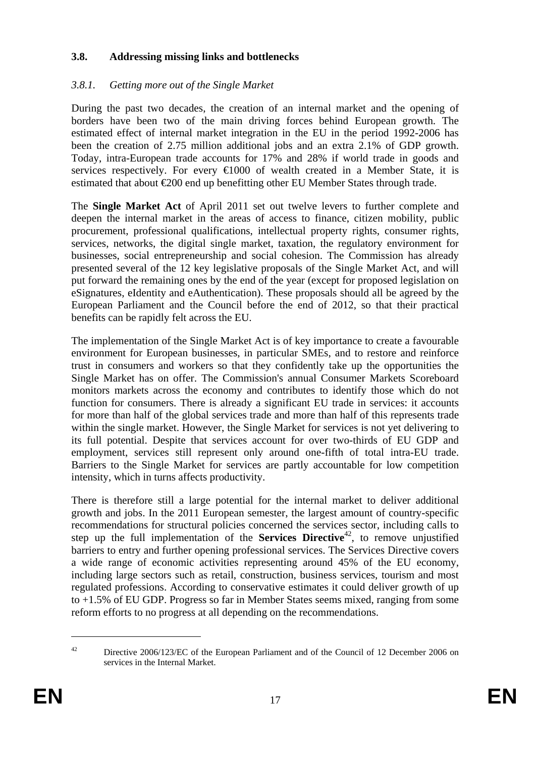### 3.8. Addressing missing links and bottlenecks

#### *3.8.1. Getting more out of the Single Market*

During the past two decades, the creation of an internal market and the opening of borders have been two of the main driving forces behind European growth. The estimated effect of internal market integration in the EU in the period 1992-2006 has been the creation of 2.75 million additional jobs and an extra 2.1% of GDP growth. Today, intra-European trade accounts for 17% and 28% if world trade in goods and services respectively. For every €1000 of wealth created in a Member State, it is estimated that about €200 end up benefitting other EU Member States through trade.

The **Single Market Act** of April 2011 set out twelve levers to further complete and deepen the internal market in the areas of access to finance, citizen mobility, public procurement, professional qualifications, intellectual property rights, consumer rights, services, networks, the digital single market, taxation, the regulatory environment for businesses, social entrepreneurship and social cohesion. The Commission has already presented several of the 12 key legislative proposals of the Single Market Act, and will put forward the remaining ones by the end of the year (except for proposed legislation on eSignatures, eIdentity and eAuthentication). These proposals should all be agreed by the European Parliament and the Council before the end of 2012, so that their practical benefits can be rapidly felt across the EU.

The implementation of the Single Market Act is of key importance to create a favourable environment for European businesses, in particular SMEs, and to restore and reinforce trust in consumers and workers so that they confidently take up the opportunities the Single Market has on offer. The Commission's annual Consumer Markets Scoreboard monitors markets across the economy and contributes to identify those which do not function for consumers. There is already a significant EU trade in services: it accounts for more than half of the global services trade and more than half of this represents trade within the single market. However, the Single Market for services is not yet delivering to its full potential. Despite that services account for over two-thirds of EU GDP and employment, services still represent only around one-fifth of total intra-EU trade. Barriers to the Single Market for services are partly accountable for low competition intensity, which in turns affects productivity.

There is therefore still a large potential for the internal market to deliver additional growth and jobs. In the 2011 European semester, the largest amount of country-specific recommendations for structural policies concerned the services sector, including calls to step up the full implementation of the **Services Directive**[42], to remove unjustified barriers to entry and further opening professional services. The Services Directive covers a wide range of economic activities representing around 45% of the EU economy, including large sectors such as retail, construction, business services, tourism and most regulated professions. According to conservative estimates it could deliver growth of up to +1.5% of EU GDP. Progress so far in Member States seems mixed, ranging from some reform efforts to no progress at all depending on the recommendations.

---

[42] Directive 2006/123/EC of the European Parliament and of the Council of 12 December 2006 on services in the Internal Market.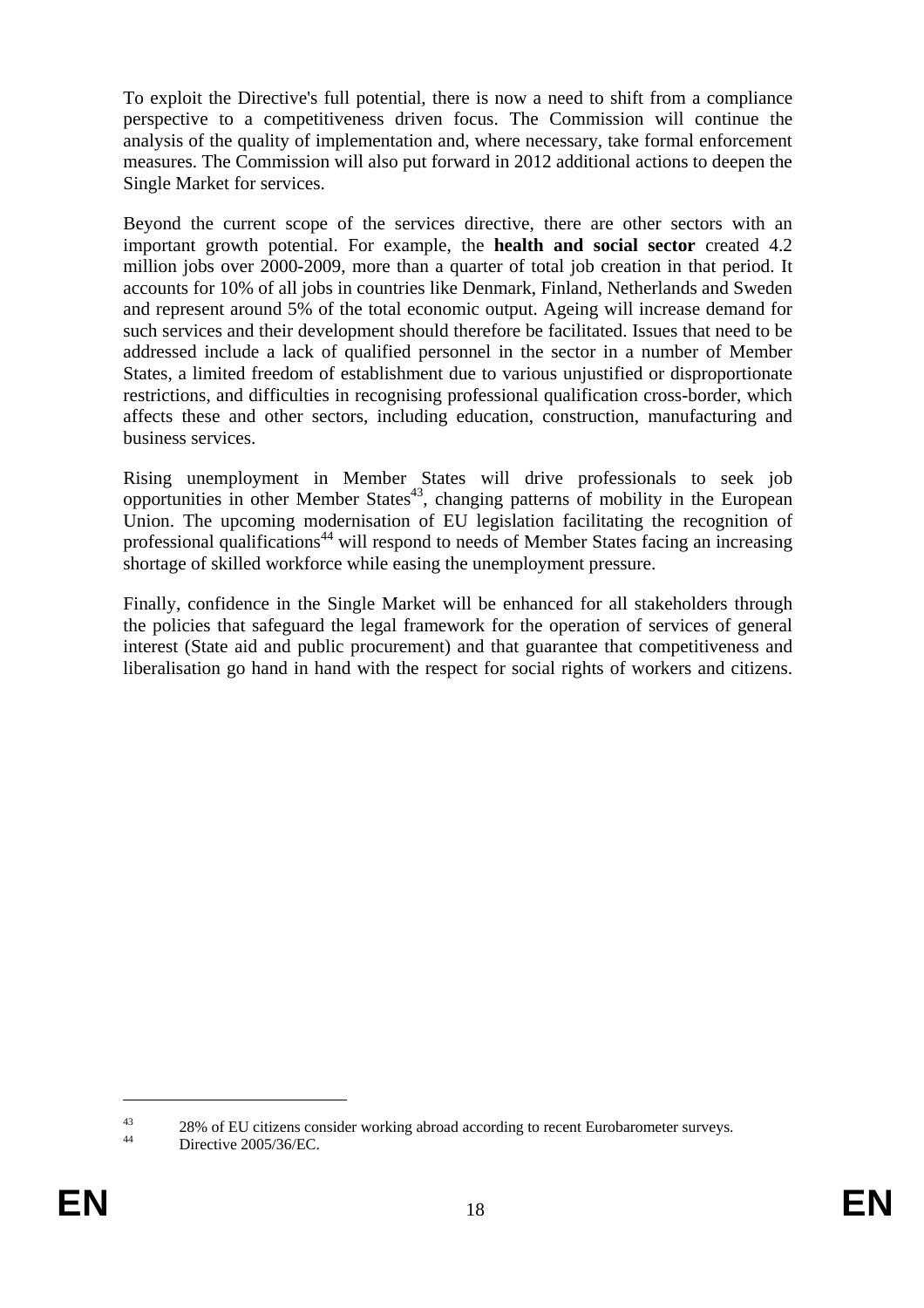To exploit the Directive's full potential, there is now a need to shift from a compliance perspective to a competitiveness driven focus. The Commission will continue the analysis of the quality of implementation and, where necessary, take formal enforcement measures. The Commission will also put forward in 2012 additional actions to deepen the Single Market for services.

Beyond the current scope of the services directive, there are other sectors with an important growth potential. For example, the **health and social sector** created 4.2 million jobs over 2000-2009, more than a quarter of total job creation in that period. It accounts for 10% of all jobs in countries like Denmark, Finland, Netherlands and Sweden and represent around 5% of the total economic output. Ageing will increase demand for such services and their development should therefore be facilitated. Issues that need to be addressed include a lack of qualified personnel in the sector in a number of Member States, a limited freedom of establishment due to various unjustified or disproportionate restrictions, and difficulties in recognising professional qualification cross-border, which affects these and other sectors, including education, construction, manufacturing and business services.

Rising unemployment in Member States will drive professionals to seek job opportunities in other Member States[43], changing patterns of mobility in the European Union. The upcoming modernisation of EU legislation facilitating the recognition of professional qualifications[44] will respond to needs of Member States facing an increasing shortage of skilled workforce while easing the unemployment pressure.

Finally, confidence in the Single Market will be enhanced for all stakeholders through the policies that safeguard the legal framework for the operation of services of general interest (State aid and public procurement) and that guarantee that competitiveness and liberalisation go hand in hand with the respect for social rights of workers and citizens.

---

[43] 28% of EU citizens consider working abroad according to recent Eurobarometer surveys.

[44] Directive 2005/36/EC.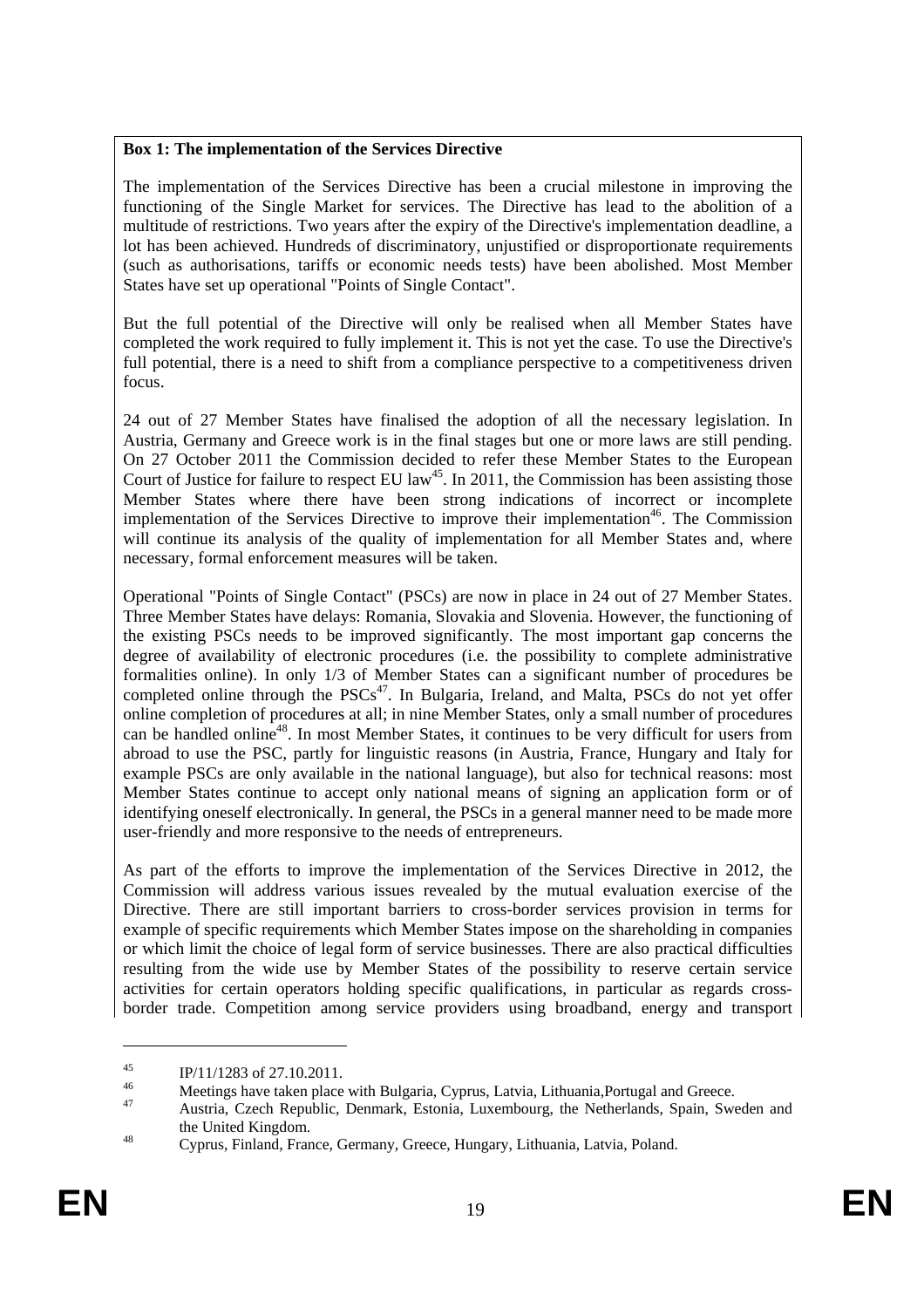**Box 1: The implementation of the Services Directive**

The implementation of the Services Directive has been a crucial milestone in improving the functioning of the Single Market for services. The Directive has lead to the abolition of a multitude of restrictions. Two years after the expiry of the Directive's implementation deadline, a lot has been achieved. Hundreds of discriminatory, unjustified or disproportionate requirements (such as authorisations, tariffs or economic needs tests) have been abolished. Most Member States have set up operational "Points of Single Contact".

But the full potential of the Directive will only be realised when all Member States have completed the work required to fully implement it. This is not yet the case. To use the Directive's full potential, there is a need to shift from a compliance perspective to a competitiveness driven focus.

24 out of 27 Member States have finalised the adoption of all the necessary legislation. In Austria, Germany and Greece work is in the final stages but one or more laws are still pending. On 27 October 2011 the Commission decided to refer these Member States to the European Court of Justice for failure to respect EU law[45]. In 2011, the Commission has been assisting those Member States where there have been strong indications of incorrect or incomplete implementation of the Services Directive to improve their implementation[46]. The Commission will continue its analysis of the quality of implementation for all Member States and, where necessary, formal enforcement measures will be taken.

Operational "Points of Single Contact" (PSCs) are now in place in 24 out of 27 Member States. Three Member States have delays: Romania, Slovakia and Slovenia. However, the functioning of the existing PSCs needs to be improved significantly. The most important gap concerns the degree of availability of electronic procedures (i.e. the possibility to complete administrative formalities online). In only 1/3 of Member States can a significant number of procedures be completed online through the PSCs[47]. In Bulgaria, Ireland, and Malta, PSCs do not yet offer online completion of procedures at all; in nine Member States, only a small number of procedures can be handled online[48]. In most Member States, it continues to be very difficult for users from abroad to use the PSC, partly for linguistic reasons (in Austria, France, Hungary and Italy for example PSCs are only available in the national language), but also for technical reasons: most Member States continue to accept only national means of signing an application form or of identifying oneself electronically. In general, the PSCs in a general manner need to be made more user-friendly and more responsive to the needs of entrepreneurs.

As part of the efforts to improve the implementation of the Services Directive in 2012, the Commission will address various issues revealed by the mutual evaluation exercise of the Directive. There are still important barriers to cross-border services provision in terms for example of specific requirements which Member States impose on the shareholding in companies or which limit the choice of legal form of service businesses. There are also practical difficulties resulting from the wide use by Member States of the possibility to reserve certain service activities for certain operators holding specific qualifications, in particular as regards cross-border trade. Competition among service providers using broadband, energy and transport

---

[45] IP/11/1283 of 27.10.2011.

[46] Meetings have taken place with Bulgaria, Cyprus, Latvia, Lithuania,Portugal and Greece.

[47] Austria, Czech Republic, Denmark, Estonia, Luxembourg, the Netherlands, Spain, Sweden and the United Kingdom.

[48] Cyprus, Finland, France, Germany, Greece, Hungary, Lithuania, Latvia, Poland.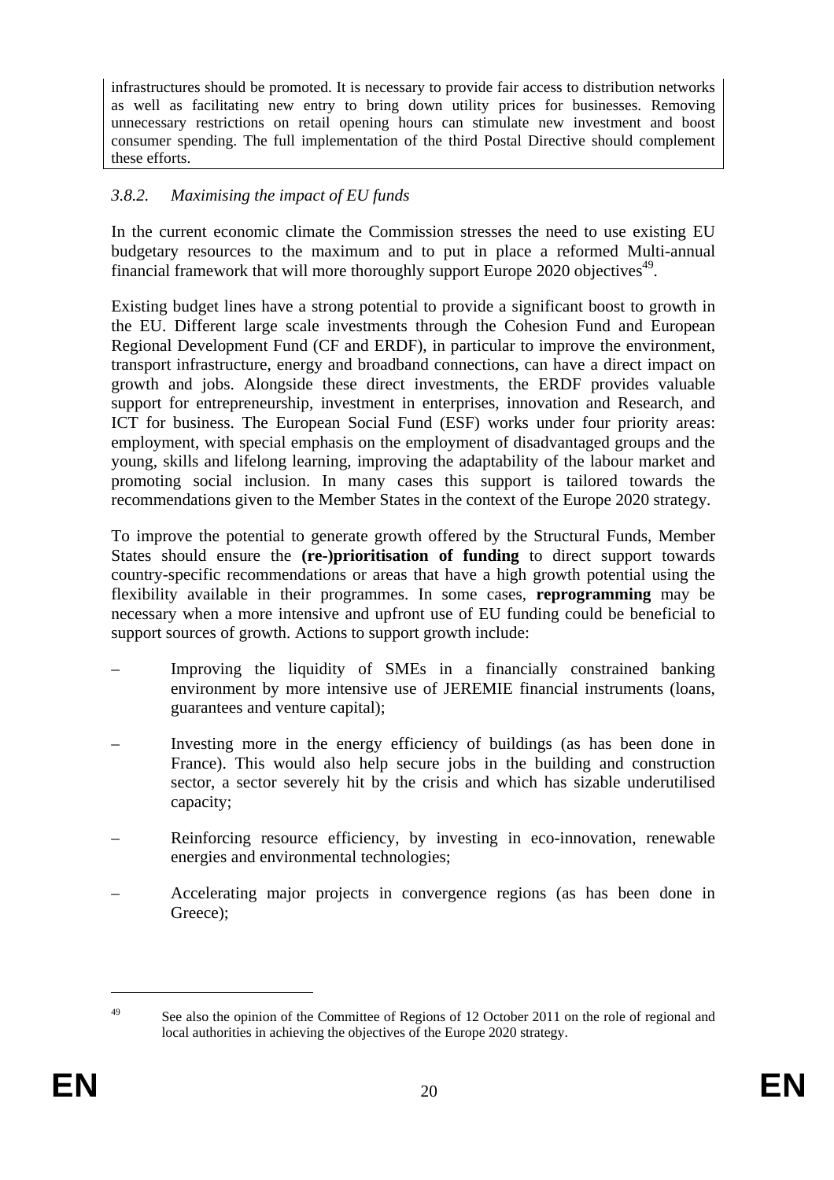infrastructures should be promoted. It is necessary to provide fair access to distribution networks as well as facilitating new entry to bring down utility prices for businesses. Removing unnecessary restrictions on retail opening hours can stimulate new investment and boost consumer spending. The full implementation of the third Postal Directive should complement these efforts.

### *3.8.2. Maximising the impact of EU funds*

In the current economic climate the Commission stresses the need to use existing EU budgetary resources to the maximum and to put in place a reformed Multi-annual financial framework that will more thoroughly support Europe 2020 objectives[49].

Existing budget lines have a strong potential to provide a significant boost to growth in the EU. Different large scale investments through the Cohesion Fund and European Regional Development Fund (CF and ERDF), in particular to improve the environment, transport infrastructure, energy and broadband connections, can have a direct impact on growth and jobs. Alongside these direct investments, the ERDF provides valuable support for entrepreneurship, investment in enterprises, innovation and Research, and ICT for business. The European Social Fund (ESF) works under four priority areas: employment, with special emphasis on the employment of disadvantaged groups and the young, skills and lifelong learning, improving the adaptability of the labour market and promoting social inclusion. In many cases this support is tailored towards the recommendations given to the Member States in the context of the Europe 2020 strategy.

To improve the potential to generate growth offered by the Structural Funds, Member States should ensure the **(re-)prioritisation of funding** to direct support towards country-specific recommendations or areas that have a high growth potential using the flexibility available in their programmes. In some cases, **reprogramming** may be necessary when a more intensive and upfront use of EU funding could be beneficial to support sources of growth. Actions to support growth include:

– Improving the liquidity of SMEs in a financially constrained banking environment by more intensive use of JEREMIE financial instruments (loans, guarantees and venture capital);

– Investing more in the energy efficiency of buildings (as has been done in France). This would also help secure jobs in the building and construction sector, a sector severely hit by the crisis and which has sizable underutilised capacity;

– Reinforcing resource efficiency, by investing in eco-innovation, renewable energies and environmental technologies;

– Accelerating major projects in convergence regions (as has been done in Greece);

---

[49] See also the opinion of the Committee of Regions of 12 October 2011 on the role of regional and local authorities in achieving the objectives of the Europe 2020 strategy.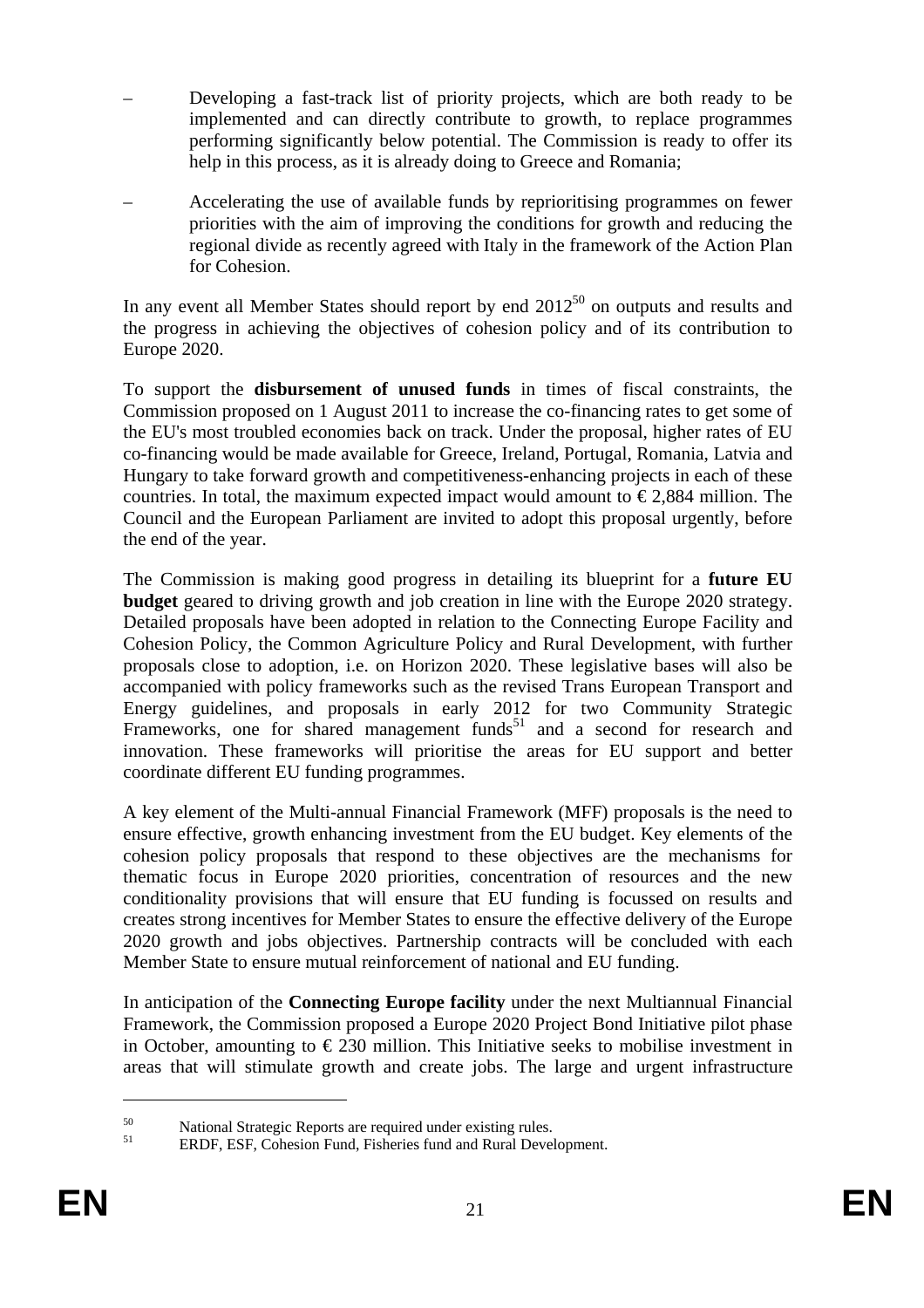- Developing a fast-track list of priority projects, which are both ready to be implemented and can directly contribute to growth, to replace programmes performing significantly below potential. The Commission is ready to offer its help in this process, as it is already doing to Greece and Romania;
- Accelerating the use of available funds by reprioritising programmes on fewer priorities with the aim of improving the conditions for growth and reducing the regional divide as recently agreed with Italy in the framework of the Action Plan for Cohesion.

In any event all Member States should report by end 2012[50] on outputs and results and the progress in achieving the objectives of cohesion policy and of its contribution to Europe 2020.

To support the **disbursement of unused funds** in times of fiscal constraints, the Commission proposed on 1 August 2011 to increase the co-financing rates to get some of the EU's most troubled economies back on track. Under the proposal, higher rates of EU co-financing would be made available for Greece, Ireland, Portugal, Romania, Latvia and Hungary to take forward growth and competitiveness-enhancing projects in each of these countries. In total, the maximum expected impact would amount to € 2,884 million. The Council and the European Parliament are invited to adopt this proposal urgently, before the end of the year.

The Commission is making good progress in detailing its blueprint for a **future EU budget** geared to driving growth and job creation in line with the Europe 2020 strategy. Detailed proposals have been adopted in relation to the Connecting Europe Facility and Cohesion Policy, the Common Agriculture Policy and Rural Development, with further proposals close to adoption, i.e. on Horizon 2020. These legislative bases will also be accompanied with policy frameworks such as the revised Trans European Transport and Energy guidelines, and proposals in early 2012 for two Community Strategic Frameworks, one for shared management funds[51] and a second for research and innovation. These frameworks will prioritise the areas for EU support and better coordinate different EU funding programmes.

A key element of the Multi-annual Financial Framework (MFF) proposals is the need to ensure effective, growth enhancing investment from the EU budget. Key elements of the cohesion policy proposals that respond to these objectives are the mechanisms for thematic focus in Europe 2020 priorities, concentration of resources and the new conditionality provisions that will ensure that EU funding is focussed on results and creates strong incentives for Member States to ensure the effective delivery of the Europe 2020 growth and jobs objectives. Partnership contracts will be concluded with each Member State to ensure mutual reinforcement of national and EU funding.

In anticipation of the **Connecting Europe facility** under the next Multiannual Financial Framework, the Commission proposed a Europe 2020 Project Bond Initiative pilot phase in October, amounting to € 230 million. This Initiative seeks to mobilise investment in areas that will stimulate growth and create jobs. The large and urgent infrastructure

---

[50] National Strategic Reports are required under existing rules.

[51] ERDF, ESF, Cohesion Fund, Fisheries fund and Rural Development.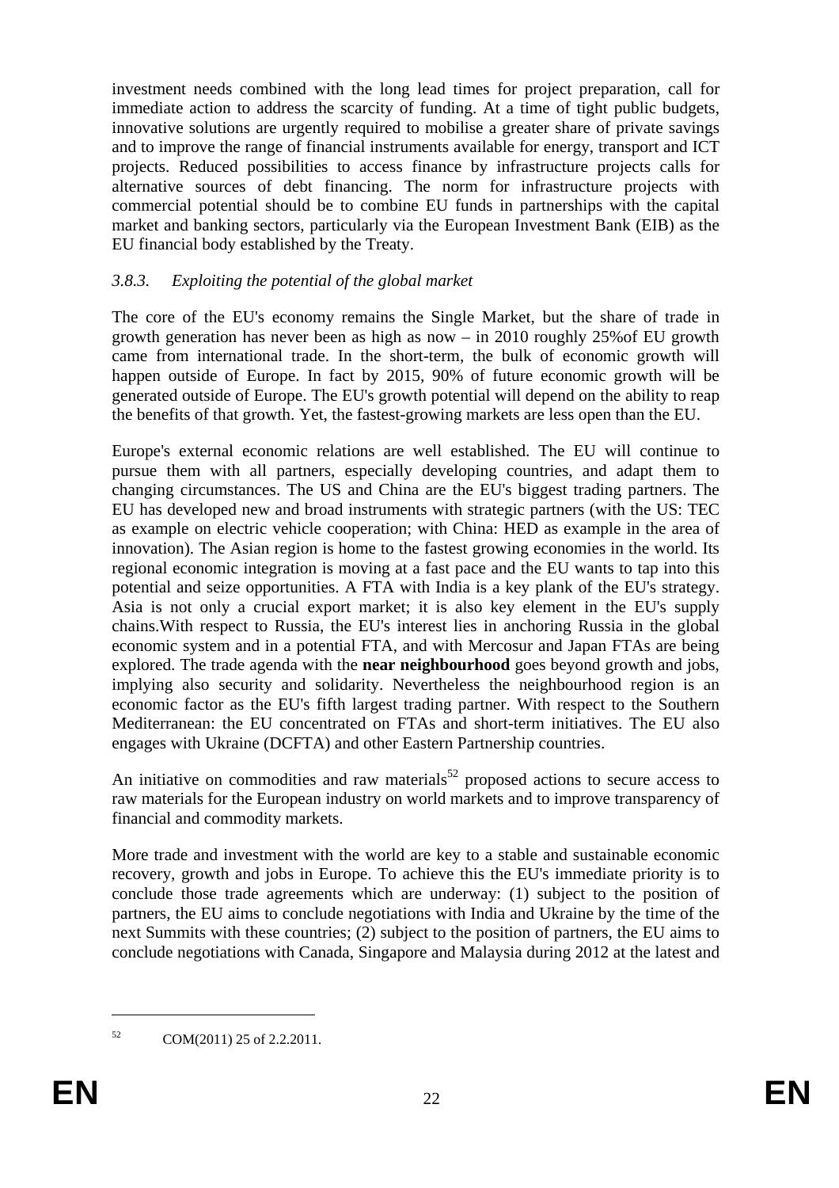investment needs combined with the long lead times for project preparation, call for immediate action to address the scarcity of funding. At a time of tight public budgets, innovative solutions are urgently required to mobilise a greater share of private savings and to improve the range of financial instruments available for energy, transport and ICT projects. Reduced possibilities to access finance by infrastructure projects calls for alternative sources of debt financing. The norm for infrastructure projects with commercial potential should be to combine EU funds in partnerships with the capital market and banking sectors, particularly via the European Investment Bank (EIB) as the EU financial body established by the Treaty.

### *3.8.3. Exploiting the potential of the global market*

The core of the EU's economy remains the Single Market, but the share of trade in growth generation has never been as high as now – in 2010 roughly 25%of EU growth came from international trade. In the short-term, the bulk of economic growth will happen outside of Europe. In fact by 2015, 90% of future economic growth will be generated outside of Europe. The EU's growth potential will depend on the ability to reap the benefits of that growth. Yet, the fastest-growing markets are less open than the EU.

Europe's external economic relations are well established. The EU will continue to pursue them with all partners, especially developing countries, and adapt them to changing circumstances. The US and China are the EU's biggest trading partners. The EU has developed new and broad instruments with strategic partners (with the US: TEC as example on electric vehicle cooperation; with China: HED as example in the area of innovation). The Asian region is home to the fastest growing economies in the world. Its regional economic integration is moving at a fast pace and the EU wants to tap into this potential and seize opportunities. A FTA with India is a key plank of the EU's strategy. Asia is not only a crucial export market; it is also key element in the EU's supply chains.With respect to Russia, the EU's interest lies in anchoring Russia in the global economic system and in a potential FTA, and with Mercosur and Japan FTAs are being explored. The trade agenda with the **near neighbourhood** goes beyond growth and jobs, implying also security and solidarity. Nevertheless the neighbourhood region is an economic factor as the EU's fifth largest trading partner. With respect to the Southern Mediterranean: the EU concentrated on FTAs and short-term initiatives. The EU also engages with Ukraine (DCFTA) and other Eastern Partnership countries.

An initiative on commodities and raw materials[52] proposed actions to secure access to raw materials for the European industry on world markets and to improve transparency of financial and commodity markets.

More trade and investment with the world are key to a stable and sustainable economic recovery, growth and jobs in Europe. To achieve this the EU's immediate priority is to conclude those trade agreements which are underway: (1) subject to the position of partners, the EU aims to conclude negotiations with India and Ukraine by the time of the next Summits with these countries; (2) subject to the position of partners, the EU aims to conclude negotiations with Canada, Singapore and Malaysia during 2012 at the latest and

---

[52] COM(2011) 25 of 2.2.2011.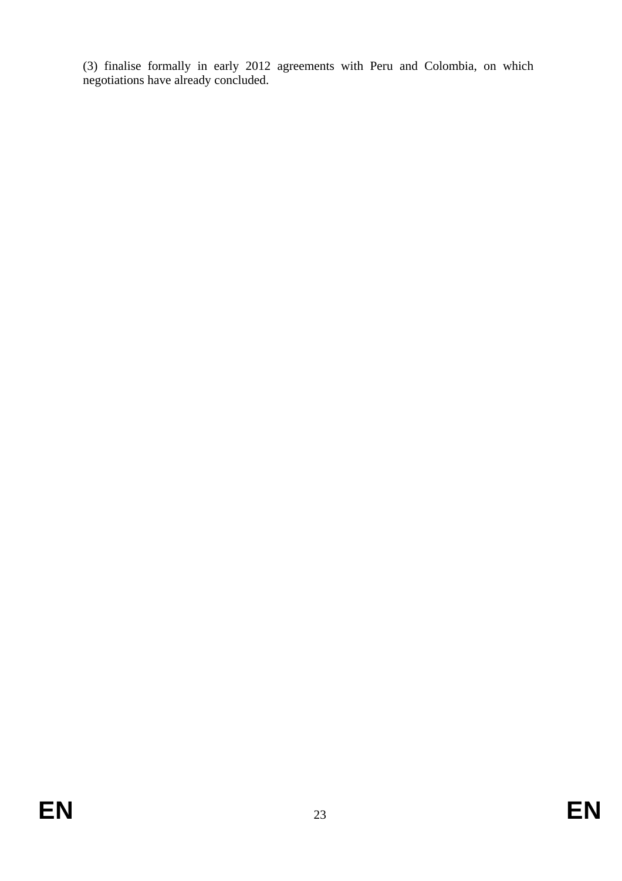(3) finalise formally in early 2012 agreements with Peru and Colombia, on which negotiations have already concluded.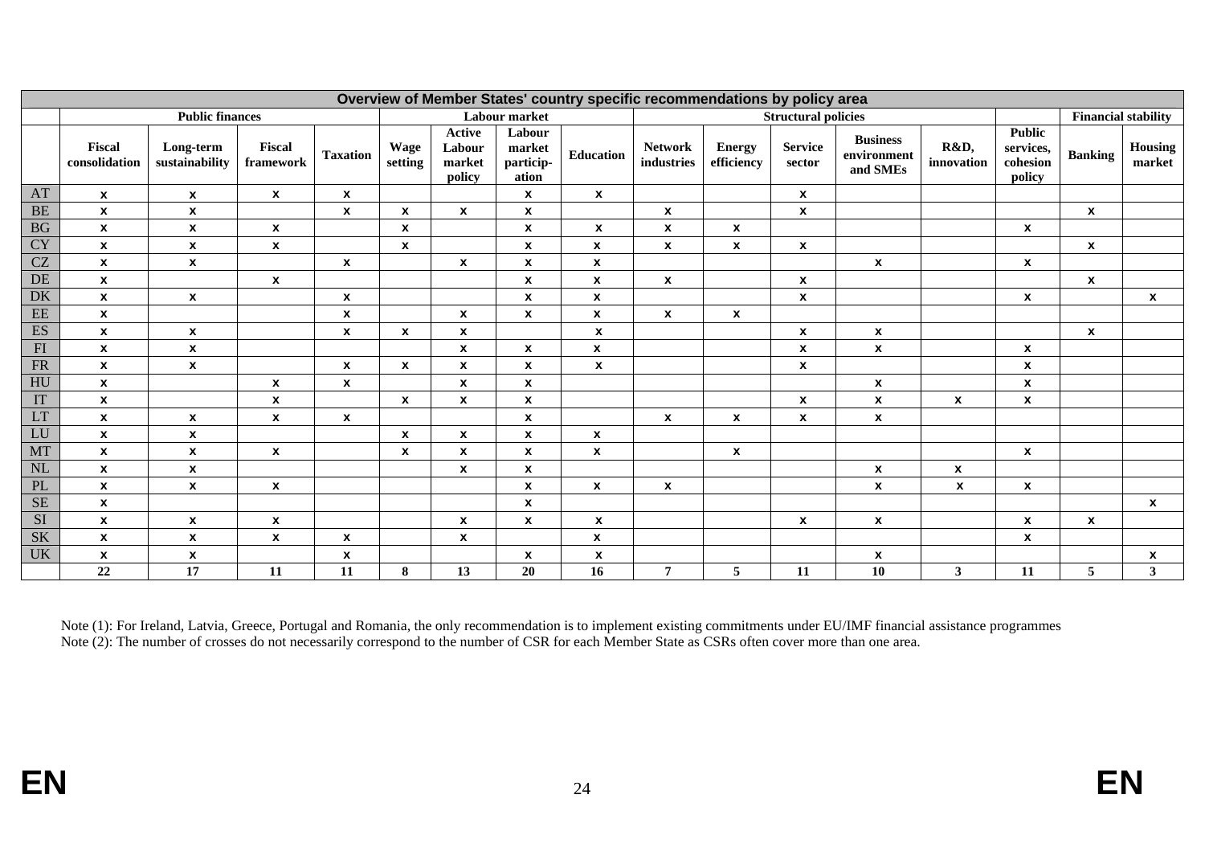| Overview of Member States' country specific recommendations by policy area | | | | | | | | | | | | | | | | |
|---|---|---|---|---|---|---|---|---|---|---|---|---|---|---|---|---|
| | Public finances | | | | Labour market | | | | Structural policies | | | | | | Financial stability | |
| | Fiscal consolidation | Long-term sustainability | Fiscal framework | Taxation | Wage setting | Active Labour market policy | Labour market particip-ation | Education | Network industries | Energy efficiency | Service sector | Business environment and SMEs | R&D, innovation | Public services, cohesion policy | Banking | Housing market |
| AT | x | x | x | x | | | x | x | | | x | | | | | |
| BE | x | x | | x | x | x | x | | x | | x | | | | x | |
| BG | x | x | x | | x | | x | x | x | x | | | | x | | |
| CY | x | x | x | | x | | x | x | x | x | x | | | | x | |
| CZ | x | x | | x | | x | x | x | | | | x | | x | | |
| DE | x | | x | | | | x | x | x | | x | | | | x | |
| DK | x | x | | x | | | x | x | | | x | | | x | | x |
| EE | x | | | x | | x | x | x | x | x | | | | | | |
| ES | x | x | | x | x | x | | x | | | x | x | | | x | |
| FI | x | x | | | | x | x | x | | | x | x | | x | | |
| FR | x | x | | x | x | x | x | x | | | x | | | x | | |
| HU | x | | x | x | | x | x | | | | | x | | x | | |
| IT | x | | x | | x | x | x | | | | x | x | x | x | | |
| LT | x | x | x | x | | | x | | x | x | x | x | | | | |
| LU | x | x | | | x | x | x | x | | | | | | | | |
| MT | x | x | x | | x | x | x | x | | x | | | | x | | |
| NL | x | x | | | | x | x | | | | | x | x | | | |
| PL | x | x | x | | | | x | x | x | | | x | x | x | | |
| SE | x | | | | | | x | | | | | | | | | x |
| SI | x | x | x | | | x | x | x | | | x | x | | x | x | |
| SK | x | x | x | x | | x | | x | | | | | | x | | |
| UK | x | x | | x | | | x | x | | | | x | | | | x |
| | 22 | 17 | 11 | 11 | 8 | 13 | 20 | 16 | 7 | 5 | 11 | 10 | 3 | 11 | 5 | 3 |

Note (1): For Ireland, Latvia, Greece, Portugal and Romania, the only recommendation is to implement existing commitments under EU/IMF financial assistance programmes

Note (2): The number of crosses do not necessarily correspond to the number of CSR for each Member State as CSRs often cover more than one area.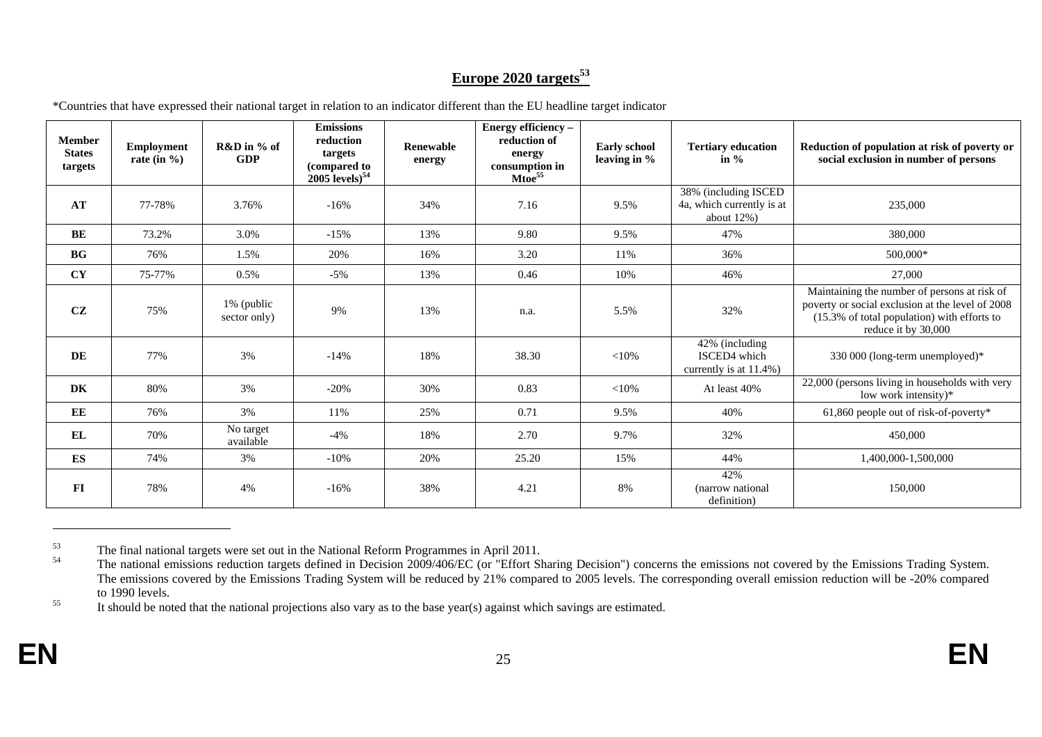## Europe 2020 targets[53]

*Countries that have expressed their national target in relation to an indicator different than the EU headline target indicator

| Member States targets | Employment rate (in %) | R&D in % of GDP | Emissions reduction targets (compared to 2005 levels)[54] | Renewable energy | Energy efficiency – reduction of energy consumption in Mtoe[55] | Early school leaving in % | Tertiary education in % | Reduction of population at risk of poverty or social exclusion in number of persons |
|---|---|---|---|---|---|---|---|---|
| **AT** | 77-78% | 3.76% | -16% | 34% | 7.16 | 9.5% | 38% (including ISCED 4a, which currently is at about 12%) | 235,000 |
| **BE** | 73.2% | 3.0% | -15% | 13% | 9.80 | 9.5% | 47% | 380,000 |
| **BG** | 76% | 1.5% | 20% | 16% | 3.20 | 11% | 36% | 500,000* |
| **CY** | 75-77% | 0.5% | -5% | 13% | 0.46 | 10% | 46% | 27,000 |
| **CZ** | 75% | 1% (public sector only) | 9% | 13% | n.a. | 5.5% | 32% | Maintaining the number of persons at risk of poverty or social exclusion at the level of 2008 (15.3% of total population) with efforts to reduce it by 30,000 |
| **DE** | 77% | 3% | -14% | 18% | 38.30 | <10% | 42% (including ISCED4 which currently is at 11.4%) | 330 000 (long-term unemployed)* |
| **DK** | 80% | 3% | -20% | 30% | 0.83 | <10% | At least 40% | 22,000 (persons living in households with very low work intensity)* |
| **EE** | 76% | 3% | 11% | 25% | 0.71 | 9.5% | 40% | 61,860 people out of risk-of-poverty* |
| **EL** | 70% | No target available | -4% | 18% | 2.70 | 9.7% | 32% | 450,000 |
| **ES** | 74% | 3% | -10% | 20% | 25.20 | 15% | 44% | 1,400,000-1,500,000 |
| **FI** | 78% | 4% | -16% | 38% | 4.21 | 8% | 42% (narrow national definition) | 150,000 |

[53] The final national targets were set out in the National Reform Programmes in April 2011.

[54] The national emissions reduction targets defined in Decision 2009/406/EC (or "Effort Sharing Decision") concerns the emissions not covered by the Emissions Trading System. The emissions covered by the Emissions Trading System will be reduced by 21% compared to 2005 levels. The corresponding overall emission reduction will be -20% compared to 1990 levels.

[55] It should be noted that the national projections also vary as to the base year(s) against which savings are estimated.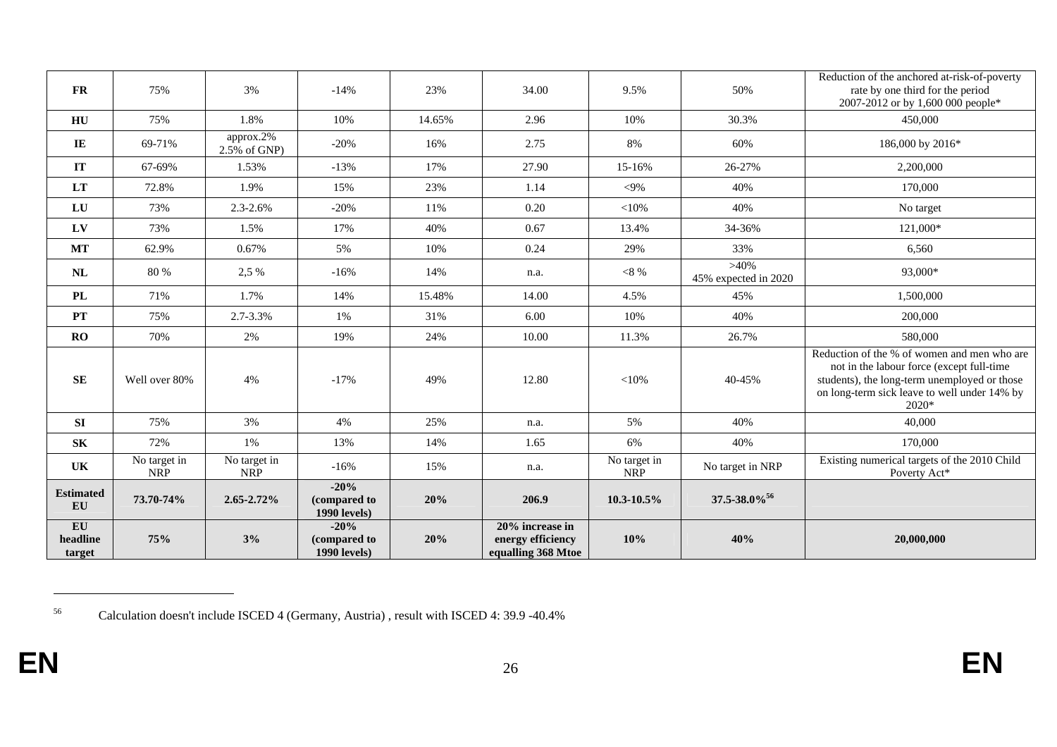| | | | | | | | | |
|---|---|---|---|---|---|---|---|---|
| **FR** | 75% | 3% | -14% | 23% | 34.00 | 9.5% | 50% | Reduction of the anchored at-risk-of-poverty rate by one third for the period 2007-2012 or by 1,600 000 people* |
| **HU** | 75% | 1.8% | 10% | 14.65% | 2.96 | 10% | 30.3% | 450,000 |
| **IE** | 69-71% | approx.2% 2.5% of GNP) | -20% | 16% | 2.75 | 8% | 60% | 186,000 by 2016* |
| **IT** | 67-69% | 1.53% | -13% | 17% | 27.90 | 15-16% | 26-27% | 2,200,000 |
| **LT** | 72.8% | 1.9% | 15% | 23% | 1.14 | <9% | 40% | 170,000 |
| **LU** | 73% | 2.3-2.6% | -20% | 11% | 0.20 | <10% | 40% | No target |
| **LV** | 73% | 1.5% | 17% | 40% | 0.67 | 13.4% | 34-36% | 121,000* |
| **MT** | 62.9% | 0.67% | 5% | 10% | 0.24 | 29% | 33% | 6,560 |
| **NL** | 80 % | 2,5 % | -16% | 14% | n.a. | <8 % | >40% 45% expected in 2020 | 93,000* |
| **PL** | 71% | 1.7% | 14% | 15.48% | 14.00 | 4.5% | 45% | 1,500,000 |
| **PT** | 75% | 2.7-3.3% | 1% | 31% | 6.00 | 10% | 40% | 200,000 |
| **RO** | 70% | 2% | 19% | 24% | 10.00 | 11.3% | 26.7% | 580,000 |
| **SE** | Well over 80% | 4% | -17% | 49% | 12.80 | <10% | 40-45% | Reduction of the % of women and men who are not in the labour force (except full-time students), the long-term unemployed or those on long-term sick leave to well under 14% by 2020* |
| **SI** | 75% | 3% | 4% | 25% | n.a. | 5% | 40% | 40,000 |
| **SK** | 72% | 1% | 13% | 14% | 1.65 | 6% | 40% | 170,000 |
| **UK** | No target in NRP | No target in NRP | -16% | 15% | n.a. | No target in NRP | No target in NRP | Existing numerical targets of the 2010 Child Poverty Act* |
| **Estimated EU** | **73.70-74%** | **2.65-2.72%** | **-20% (compared to 1990 levels)** | **20%** | **206.9** | **10.3-10.5%** | **37.5-38.0%**[56] | |
| **EU headline target** | **75%** | **3%** | **-20% (compared to 1990 levels)** | **20%** | **20% increase in energy efficiency equalling 368 Mtoe** | **10%** | **40%** | **20,000,000** |

[56] Calculation doesn't include ISCED 4 (Germany, Austria) , result with ISCED 4: 39.9 -40.4%